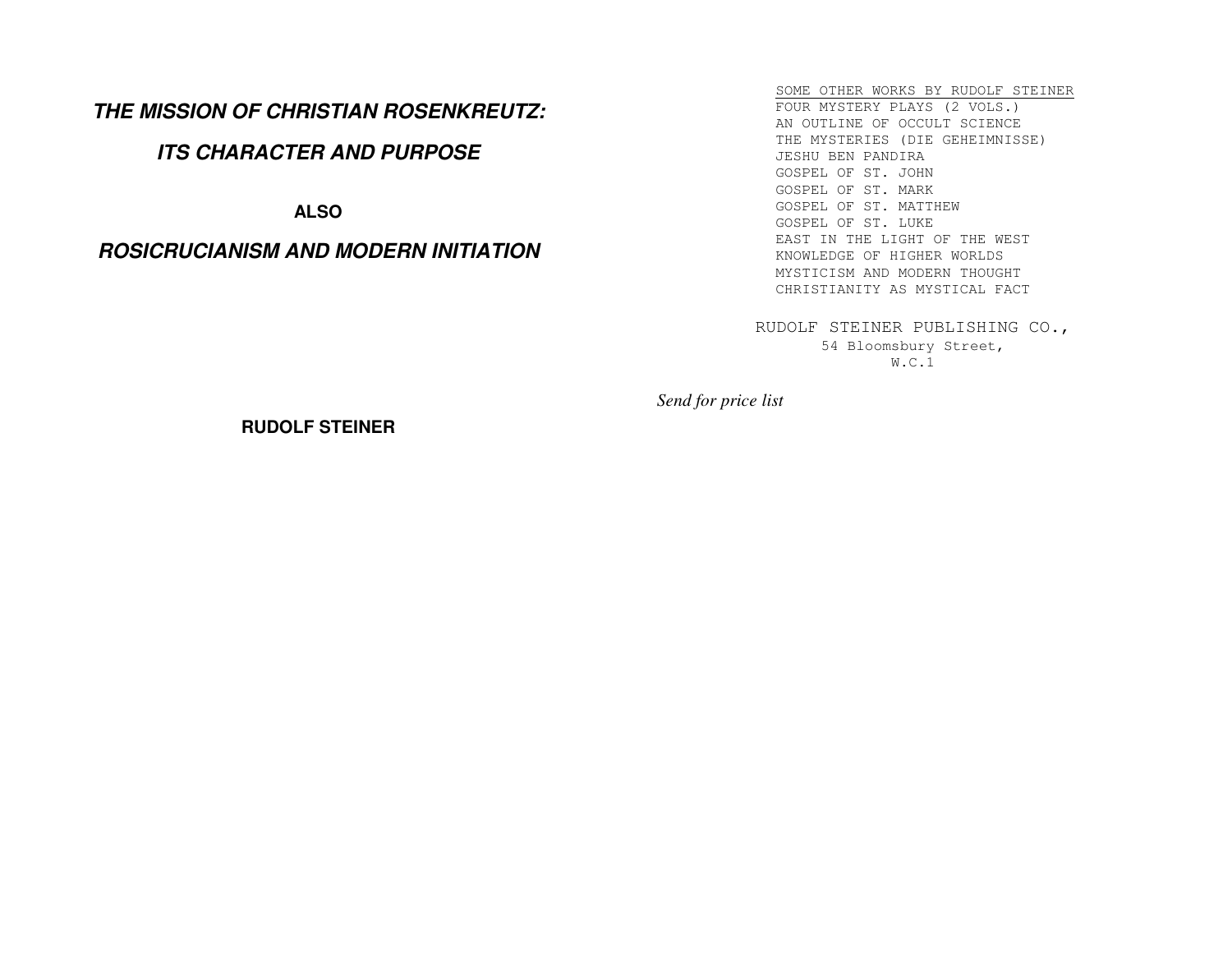# *THE MISSION OF CHRISTIAN ROSENKREUTZ:*

# *ITS CHARACTER AND PURPOSE*

**ALSO**

# *ROSICRUCIANISM AND MODERN INITIATION*

**RUDOLF STEINER**

SOME OTHER WORKS BY RUDOLF STEINER

FOUR MYSTERY PLAYS (2 VOLS.)
AN OUTLINE OF OCCULT SCIENCE
THE MYSTERIES (DIE GEHEIMNISSE)
JESHU BEN PANDIRA
GOSPEL OF ST. JOHN
GOSPEL OF ST. MARK
GOSPEL OF ST. MATTHEW
GOSPEL OF ST. LUKE
EAST IN THE LIGHT OF THE WEST
KNOWLEDGE OF HIGHER WORLDS
MYSTICISM AND MODERN THOUGHT
CHRISTIANITY AS MYSTICAL FACT

RUDOLF STEINER PUBLISHING CO.,
54 Bloomsbury Street,
W.C.1

*Send for price list*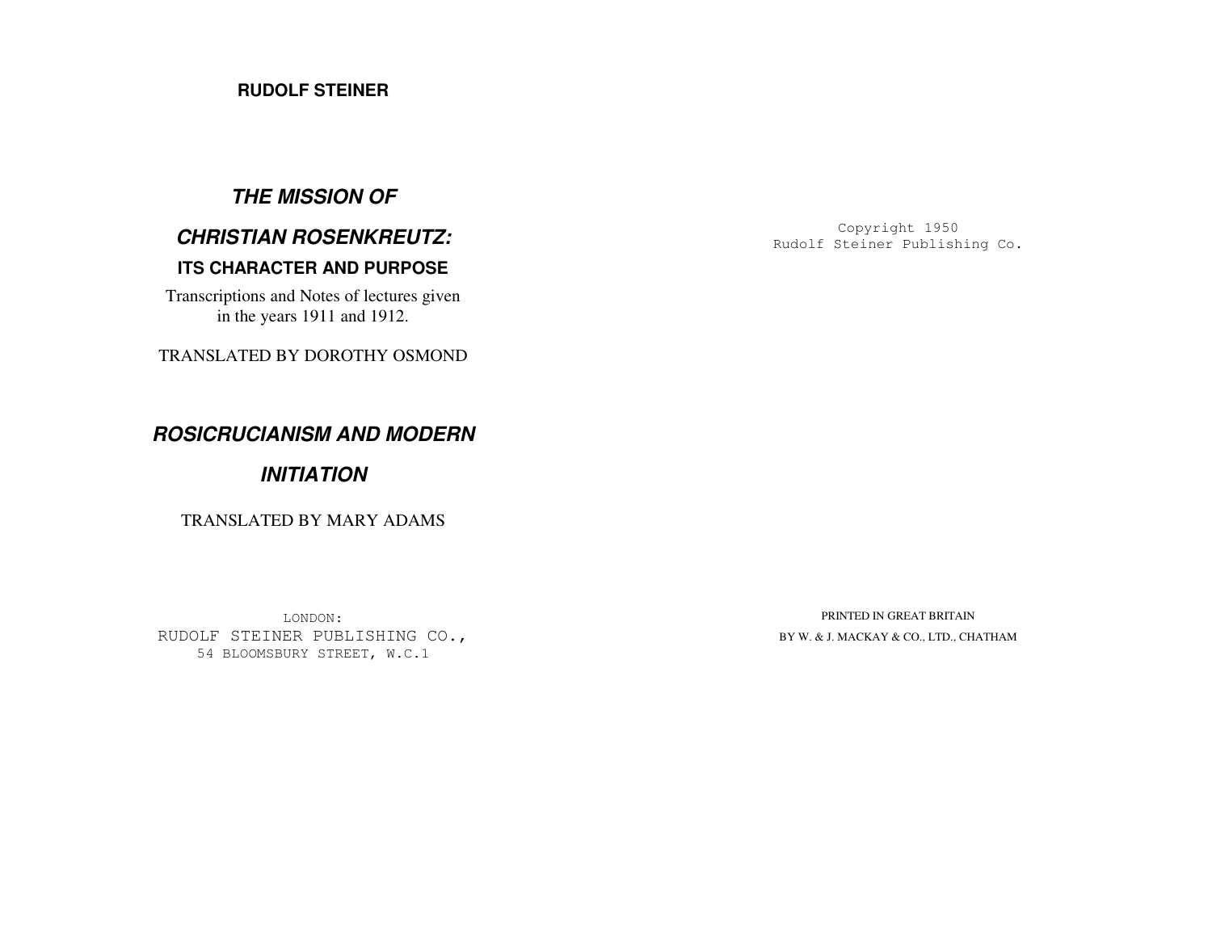**RUDOLF STEINER**

# *THE MISSION OF CHRISTIAN ROSENKREUTZ:*

## ITS CHARACTER AND PURPOSE

Transcriptions and Notes of lectures given in the years 1911 and 1912.

TRANSLATED BY DOROTHY OSMOND

# *ROSICRUCIANISM AND MODERN INITIATION*

TRANSLATED BY MARY ADAMS

LONDON:
RUDOLF STEINER PUBLISHING CO.,
54 BLOOMSBURY STREET, W.C.1

Copyright 1950
Rudolf Steiner Publishing Co.

PRINTED IN GREAT BRITAIN
BY W. & J. MACKAY & CO., LTD., CHATHAM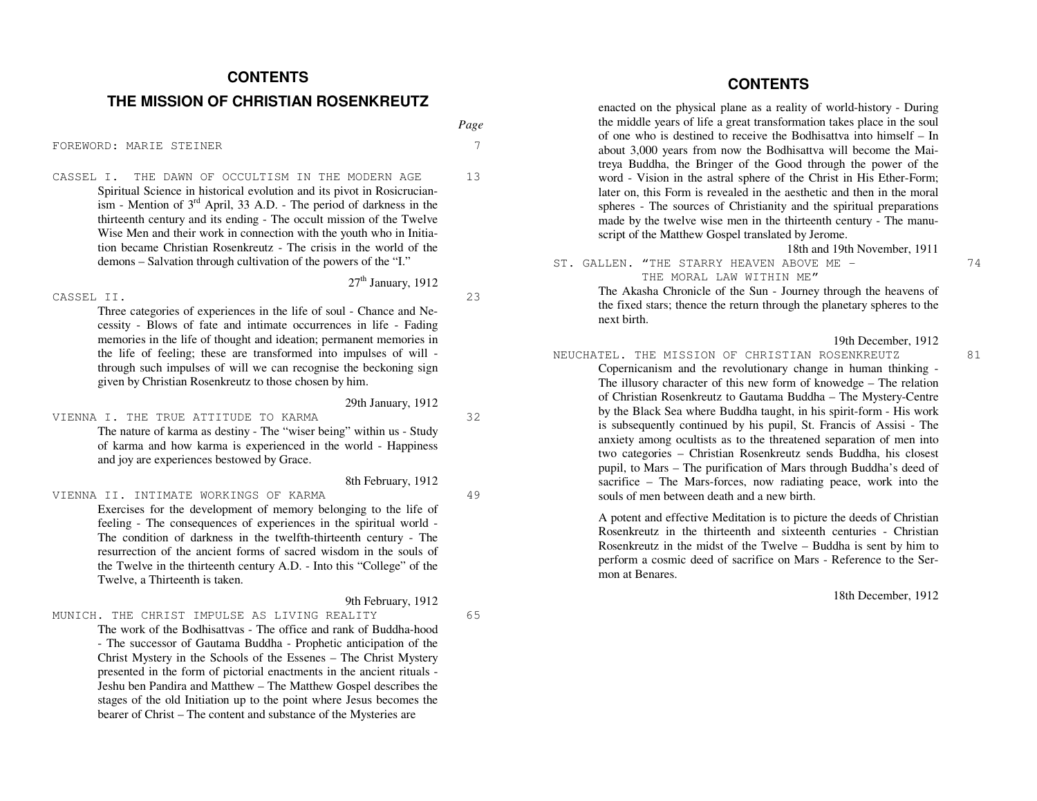# CONTENTS

## THE MISSION OF CHRISTIAN ROSENKREUTZ

*Page*

FOREWORD: MARIE STEINER 7

CASSEL I. THE DAWN OF OCCULTISM IN THE MODERN AGE 13

Spiritual Science in historical evolution and its pivot in Rosicrucianism - Mention of 3rd April, 33 A.D. - The period of darkness in the thirteenth century and its ending - The occult mission of the Twelve Wise Men and their work in connection with the youth who in Initiation became Christian Rosenkreutz - The crisis in the world of the demons – Salvation through cultivation of the powers of the "I."

27th January, 1912

CASSEL II. 23

Three categories of experiences in the life of soul - Chance and Necessity - Blows of fate and intimate occurrences in life - Fading memories in the life of thought and ideation; permanent memories in the life of feeling; these are transformed into impulses of will - through such impulses of will we can recognise the beckoning sign given by Christian Rosenkreutz to those chosen by him.

29th January, 1912

VIENNA I. THE TRUE ATTITUDE TO KARMA 32

The nature of karma as destiny - The "wiser being" within us - Study of karma and how karma is experienced in the world - Happiness and joy are experiences bestowed by Grace.

8th February, 1912

VIENNA II. INTIMATE WORKINGS OF KARMA 49

Exercises for the development of memory belonging to the life of feeling - The consequences of experiences in the spiritual world - The condition of darkness in the twelfth-thirteenth century - The resurrection of the ancient forms of sacred wisdom in the souls of the Twelve in the thirteenth century A.D. - Into this "College" of the Twelve, a Thirteenth is taken.

9th February, 1912

MUNICH. THE CHRIST IMPULSE AS LIVING REALITY 65

The work of the Bodhisattvas - The office and rank of Buddha-hood - The successor of Gautama Buddha - Prophetic anticipation of the Christ Mystery in the Schools of the Essenes – The Christ Mystery presented in the form of pictorial enactments in the ancient rituals - Jeshu ben Pandira and Matthew – The Matthew Gospel describes the stages of the old Initiation up to the point where Jesus becomes the bearer of Christ – The content and substance of the Mysteries are enacted on the physical plane as a reality of world-history - During the middle years of life a great transformation takes place in the soul of one who is destined to receive the Bodhisattva into himself – In about 3,000 years from now the Bodhisattva will become the Maitreya Buddha, the Bringer of the Good through the power of the word - Vision in the astral sphere of the Christ in His Ether-Form; later on, this Form is revealed in the aesthetic and then in the moral spheres - The sources of Christianity and the spiritual preparations made by the twelve wise men in the thirteenth century - The manuscript of the Matthew Gospel translated by Jerome.

18th and 19th November, 1911

ST. GALLEN. "THE STARRY HEAVEN ABOVE ME – THE MORAL LAW WITHIN ME" 74

The Akasha Chronicle of the Sun - Journey through the heavens of the fixed stars; thence the return through the planetary spheres to the next birth.

19th December, 1912

NEUCHATEL. THE MISSION OF CHRISTIAN ROSENKREUTZ 81

Copernicanism and the revolutionary change in human thinking - The illusory character of this new form of knowedge – The relation of Christian Rosenkreutz to Gautama Buddha – The Mystery-Centre by the Black Sea where Buddha taught, in his spirit-form - His work is subsequently continued by his pupil, St. Francis of Assisi - The anxiety among ocultists as to the threatened separation of men into two categories – Christian Rosenkreutz sends Buddha, his closest pupil, to Mars – The purification of Mars through Buddha's deed of sacrifice – The Mars-forces, now radiating peace, work into the souls of men between death and a new birth.

A potent and effective Meditation is to picture the deeds of Christian Rosenkreutz in the thirteenth and sixteenth centuries - Christian Rosenkreutz in the midst of the Twelve – Buddha is sent by him to perform a cosmic deed of sacrifice on Mars - Reference to the Sermon at Benares.

18th December, 1912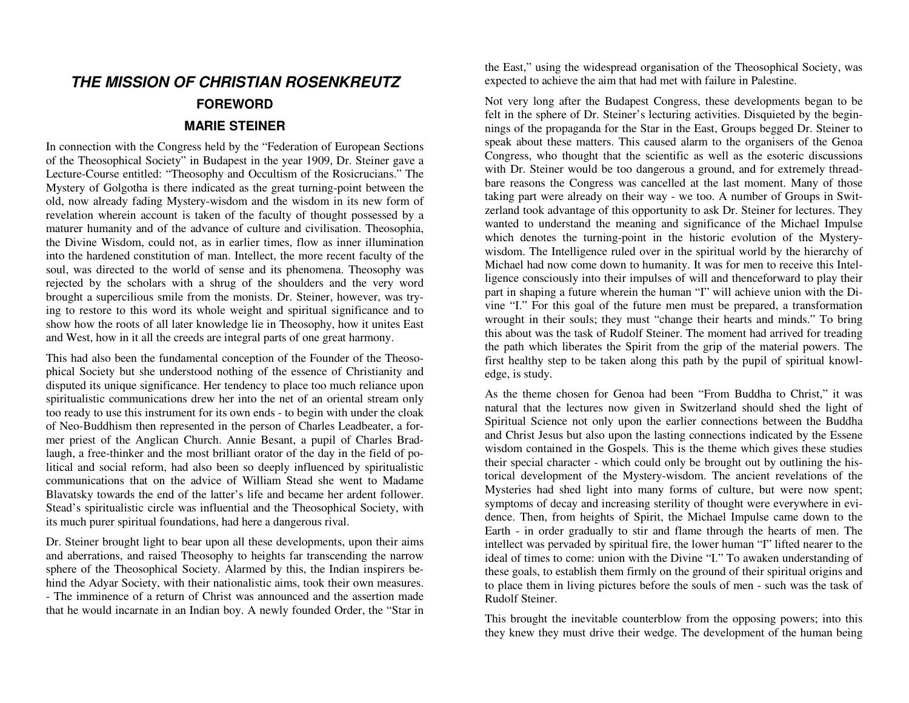# *THE MISSION OF CHRISTIAN ROSENKREUTZ*

## FOREWORD

### MARIE STEINER

In connection with the Congress held by the "Federation of European Sections of the Theosophical Society" in Budapest in the year 1909, Dr. Steiner gave a Lecture-Course entitled: "Theosophy and Occultism of the Rosicrucians." The Mystery of Golgotha is there indicated as the great turning-point between the old, now already fading Mystery-wisdom and the wisdom in its new form of revelation wherein account is taken of the faculty of thought possessed by a maturer humanity and of the advance of culture and civilisation. Theosophia, the Divine Wisdom, could not, as in earlier times, flow as inner illumination into the hardened constitution of man. Intellect, the more recent faculty of the soul, was directed to the world of sense and its phenomena. Theosophy was rejected by the scholars with a shrug of the shoulders and the very word brought a supercilious smile from the monists. Dr. Steiner, however, was trying to restore to this word its whole weight and spiritual significance and to show how the roots of all later knowledge lie in Theosophy, how it unites East and West, how in it all the creeds are integral parts of one great harmony.

This had also been the fundamental conception of the Founder of the Theosophical Society but she understood nothing of the essence of Christianity and disputed its unique significance. Her tendency to place too much reliance upon spiritualistic communications drew her into the net of an oriental stream only too ready to use this instrument for its own ends - to begin with under the cloak of Neo-Buddhism then represented in the person of Charles Leadbeater, a former priest of the Anglican Church. Annie Besant, a pupil of Charles Bradlaugh, a free-thinker and the most brilliant orator of the day in the field of political and social reform, had also been so deeply influenced by spiritualistic communications that on the advice of William Stead she went to Madame Blavatsky towards the end of the latter's life and became her ardent follower. Stead's spiritualistic circle was influential and the Theosophical Society, with its much purer spiritual foundations, had here a dangerous rival.

Dr. Steiner brought light to bear upon all these developments, upon their aims and aberrations, and raised Theosophy to heights far transcending the narrow sphere of the Theosophical Society. Alarmed by this, the Indian inspirers behind the Adyar Society, with their nationalistic aims, took their own measures. - The imminence of a return of Christ was announced and the assertion made that he would incarnate in an Indian boy. A newly founded Order, the "Star in the East," using the widespread organisation of the Theosophical Society, was expected to achieve the aim that had met with failure in Palestine.

Not very long after the Budapest Congress, these developments began to be felt in the sphere of Dr. Steiner's lecturing activities. Disquieted by the beginnings of the propaganda for the Star in the East, Groups begged Dr. Steiner to speak about these matters. This caused alarm to the organisers of the Genoa Congress, who thought that the scientific as well as the esoteric discussions with Dr. Steiner would be too dangerous a ground, and for extremely threadbare reasons the Congress was cancelled at the last moment. Many of those taking part were already on their way - we too. A number of Groups in Switzerland took advantage of this opportunity to ask Dr. Steiner for lectures. They wanted to understand the meaning and significance of the Michael Impulse which denotes the turning-point in the historic evolution of the Mystery-wisdom. The Intelligence ruled over in the spiritual world by the hierarchy of Michael had now come down to humanity. It was for men to receive this Intelligence consciously into their impulses of will and thenceforward to play their part in shaping a future wherein the human "I" will achieve union with the Divine "I." For this goal of the future men must be prepared, a transformation wrought in their souls; they must "change their hearts and minds." To bring this about was the task of Rudolf Steiner. The moment had arrived for treading the path which liberates the Spirit from the grip of the material powers. The first healthy step to be taken along this path by the pupil of spiritual knowledge, is study.

As the theme chosen for Genoa had been "From Buddha to Christ," it was natural that the lectures now given in Switzerland should shed the light of Spiritual Science not only upon the earlier connections between the Buddha and Christ Jesus but also upon the lasting connections indicated by the Essene wisdom contained in the Gospels. This is the theme which gives these studies their special character - which could only be brought out by outlining the historical development of the Mystery-wisdom. The ancient revelations of the Mysteries had shed light into many forms of culture, but were now spent; symptoms of decay and increasing sterility of thought were everywhere in evidence. Then, from heights of Spirit, the Michael Impulse came down to the Earth - in order gradually to stir and flame through the hearts of men. The intellect was pervaded by spiritual fire, the lower human "I" lifted nearer to the ideal of times to come: union with the Divine "I." To awaken understanding of these goals, to establish them firmly on the ground of their spiritual origins and to place them in living pictures before the souls of men - such was the task of Rudolf Steiner.

This brought the inevitable counterblow from the opposing powers; into this they knew they must drive their wedge. The development of the human being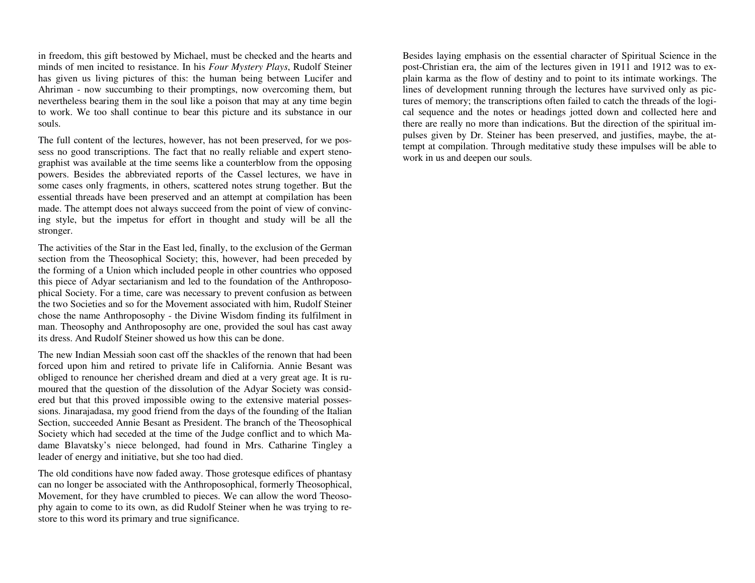in freedom, this gift bestowed by Michael, must be checked and the hearts and minds of men incited to resistance. In his *Four Mystery Plays*, Rudolf Steiner has given us living pictures of this: the human being between Lucifer and Ahriman - now succumbing to their promptings, now overcoming them, but nevertheless bearing them in the soul like a poison that may at any time begin to work. We too shall continue to bear this picture and its substance in our souls.

The full content of the lectures, however, has not been preserved, for we possess no good transcriptions. The fact that no really reliable and expert stenographist was available at the time seems like a counterblow from the opposing powers. Besides the abbreviated reports of the Cassel lectures, we have in some cases only fragments, in others, scattered notes strung together. But the essential threads have been preserved and an attempt at compilation has been made. The attempt does not always succeed from the point of view of convincing style, but the impetus for effort in thought and study will be all the stronger.

The activities of the Star in the East led, finally, to the exclusion of the German section from the Theosophical Society; this, however, had been preceded by the forming of a Union which included people in other countries who opposed this piece of Adyar sectarianism and led to the foundation of the Anthroposophical Society. For a time, care was necessary to prevent confusion as between the two Societies and so for the Movement associated with him, Rudolf Steiner chose the name Anthroposophy - the Divine Wisdom finding its fulfilment in man. Theosophy and Anthroposophy are one, provided the soul has cast away its dress. And Rudolf Steiner showed us how this can be done.

The new Indian Messiah soon cast off the shackles of the renown that had been forced upon him and retired to private life in California. Annie Besant was obliged to renounce her cherished dream and died at a very great age. It is rumoured that the question of the dissolution of the Adyar Society was considered but that this proved impossible owing to the extensive material possessions. Jinarajadasa, my good friend from the days of the founding of the Italian Section, succeeded Annie Besant as President. The branch of the Theosophical Society which had seceded at the time of the Judge conflict and to which Madame Blavatsky's niece belonged, had found in Mrs. Catharine Tingley a leader of energy and initiative, but she too had died.

The old conditions have now faded away. Those grotesque edifices of phantasy can no longer be associated with the Anthroposophical, formerly Theosophical, Movement, for they have crumbled to pieces. We can allow the word Theosophy again to come to its own, as did Rudolf Steiner when he was trying to restore to this word its primary and true significance.

Besides laying emphasis on the essential character of Spiritual Science in the post-Christian era, the aim of the lectures given in 1911 and 1912 was to explain karma as the flow of destiny and to point to its intimate workings. The lines of development running through the lectures have survived only as pictures of memory; the transcriptions often failed to catch the threads of the logical sequence and the notes or headings jotted down and collected here and there are really no more than indications. But the direction of the spiritual impulses given by Dr. Steiner has been preserved, and justifies, maybe, the attempt at compilation. Through meditative study these impulses will be able to work in us and deepen our souls.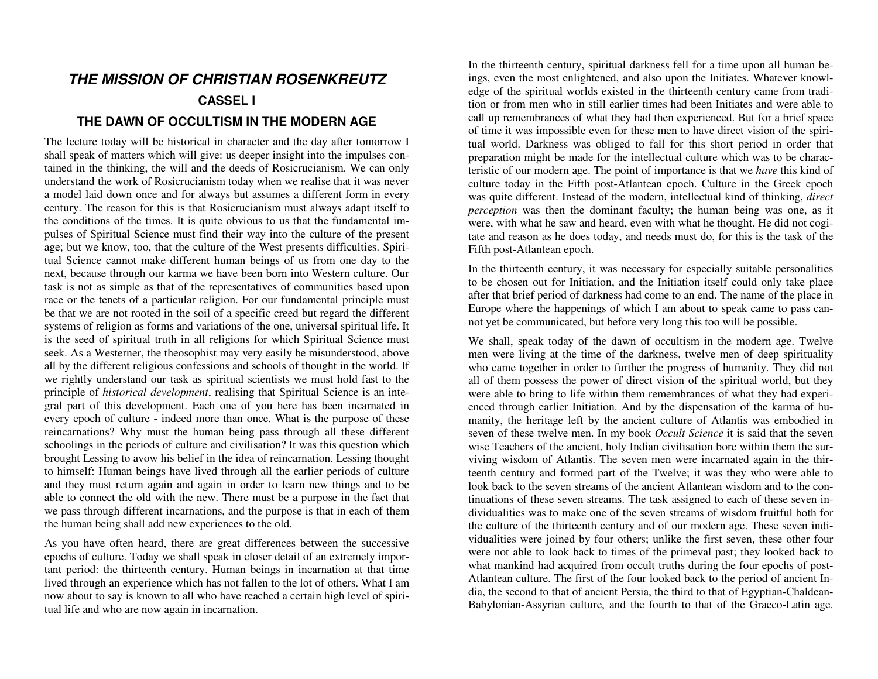# *THE MISSION OF CHRISTIAN ROSENKREUTZ*

## CASSEL I

## THE DAWN OF OCCULTISM IN THE MODERN AGE

The lecture today will be historical in character and the day after tomorrow I shall speak of matters which will give: us deeper insight into the impulses contained in the thinking, the will and the deeds of Rosicrucianism. We can only understand the work of Rosicrucianism today when we realise that it was never a model laid down once and for always but assumes a different form in every century. The reason for this is that Rosicrucianism must always adapt itself to the conditions of the times. It is quite obvious to us that the fundamental impulses of Spiritual Science must find their way into the culture of the present age; but we know, too, that the culture of the West presents difficulties. Spiritual Science cannot make different human beings of us from one day to the next, because through our karma we have been born into Western culture. Our task is not as simple as that of the representatives of communities based upon race or the tenets of a particular religion. For our fundamental principle must be that we are not rooted in the soil of a specific creed but regard the different systems of religion as forms and variations of the one, universal spiritual life. It is the seed of spiritual truth in all religions for which Spiritual Science must seek. As a Westerner, the theosophist may very easily be misunderstood, above all by the different religious confessions and schools of thought in the world. If we rightly understand our task as spiritual scientists we must hold fast to the principle of *historical development*, realising that Spiritual Science is an integral part of this development. Each one of you here has been incarnated in every epoch of culture - indeed more than once. What is the purpose of these reincarnations? Why must the human being pass through all these different schoolings in the periods of culture and civilisation? It was this question which brought Lessing to avow his belief in the idea of reincarnation. Lessing thought to himself: Human beings have lived through all the earlier periods of culture and they must return again and again in order to learn new things and to be able to connect the old with the new. There must be a purpose in the fact that we pass through different incarnations, and the purpose is that in each of them the human being shall add new experiences to the old.

As you have often heard, there are great differences between the successive epochs of culture. Today we shall speak in closer detail of an extremely important period: the thirteenth century. Human beings in incarnation at that time lived through an experience which has not fallen to the lot of others. What I am now about to say is known to all who have reached a certain high level of spiritual life and who are now again in incarnation.

In the thirteenth century, spiritual darkness fell for a time upon all human beings, even the most enlightened, and also upon the Initiates. Whatever knowledge of the spiritual worlds existed in the thirteenth century came from tradition or from men who in still earlier times had been Initiates and were able to call up remembrances of what they had then experienced. But for a brief space of time it was impossible even for these men to have direct vision of the spiritual world. Darkness was obliged to fall for this short period in order that preparation might be made for the intellectual culture which was to be characteristic of our modern age. The point of importance is that we *have* this kind of culture today in the Fifth post-Atlantean epoch. Culture in the Greek epoch was quite different. Instead of the modern, intellectual kind of thinking, *direct perception* was then the dominant faculty; the human being was one, as it were, with what he saw and heard, even with what he thought. He did not cogitate and reason as he does today, and needs must do, for this is the task of the Fifth post-Atlantean epoch.

In the thirteenth century, it was necessary for especially suitable personalities to be chosen out for Initiation, and the Initiation itself could only take place after that brief period of darkness had come to an end. The name of the place in Europe where the happenings of which I am about to speak came to pass cannot yet be communicated, but before very long this too will be possible.

We shall, speak today of the dawn of occultism in the modern age. Twelve men were living at the time of the darkness, twelve men of deep spirituality who came together in order to further the progress of humanity. They did not all of them possess the power of direct vision of the spiritual world, but they were able to bring to life within them remembrances of what they had experienced through earlier Initiation. And by the dispensation of the karma of humanity, the heritage left by the ancient culture of Atlantis was embodied in seven of these twelve men. In my book *Occult Science* it is said that the seven wise Teachers of the ancient, holy Indian civilisation bore within them the surviving wisdom of Atlantis. The seven men were incarnated again in the thirteenth century and formed part of the Twelve; it was they who were able to look back to the seven streams of the ancient Atlantean wisdom and to the continuations of these seven streams. The task assigned to each of these seven individualities was to make one of the seven streams of wisdom fruitful both for the culture of the thirteenth century and of our modern age. These seven individualities were joined by four others; unlike the first seven, these other four were not able to look back to times of the primeval past; they looked back to what mankind had acquired from occult truths during the four epochs of post-Atlantean culture. The first of the four looked back to the period of ancient India, the second to that of ancient Persia, the third to that of Egyptian-Chaldean-Babylonian-Assyrian culture, and the fourth to that of the Graeco-Latin age.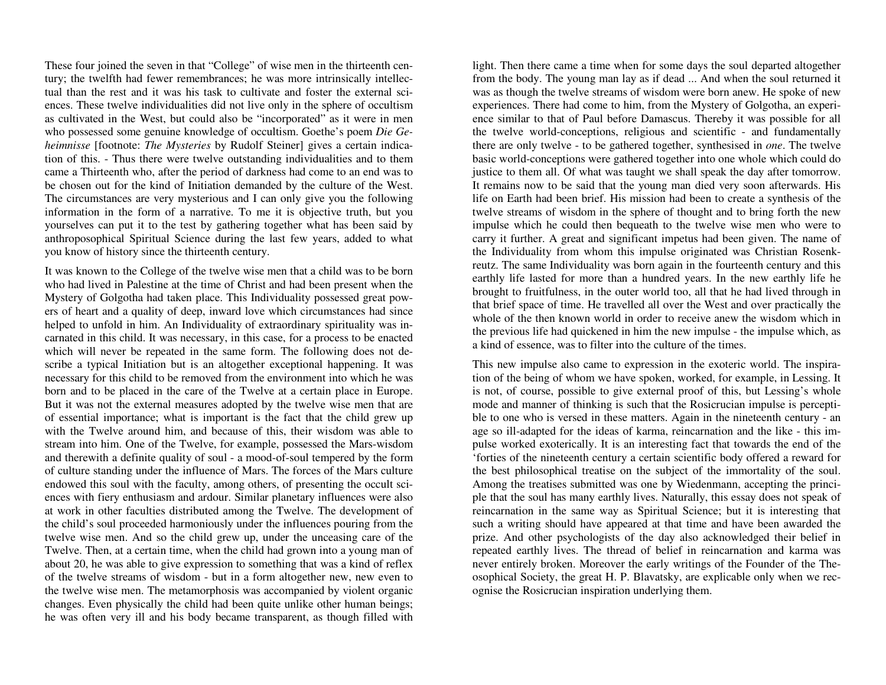These four joined the seven in that "College" of wise men in the thirteenth century; the twelfth had fewer remembrances; he was more intrinsically intellectual than the rest and it was his task to cultivate and foster the external sciences. These twelve individualities did not live only in the sphere of occultism as cultivated in the West, but could also be "incorporated" as it were in men who possessed some genuine knowledge of occultism. Goethe's poem *Die Geheimnisse* [footnote: *The Mysteries* by Rudolf Steiner] gives a certain indication of this. - Thus there were twelve outstanding individualities and to them came a Thirteenth who, after the period of darkness had come to an end was to be chosen out for the kind of Initiation demanded by the culture of the West. The circumstances are very mysterious and I can only give you the following information in the form of a narrative. To me it is objective truth, but you yourselves can put it to the test by gathering together what has been said by anthroposophical Spiritual Science during the last few years, added to what you know of history since the thirteenth century.

It was known to the College of the twelve wise men that a child was to be born who had lived in Palestine at the time of Christ and had been present when the Mystery of Golgotha had taken place. This Individuality possessed great powers of heart and a quality of deep, inward love which circumstances had since helped to unfold in him. An Individuality of extraordinary spirituality was incarnated in this child. It was necessary, in this case, for a process to be enacted which will never be repeated in the same form. The following does not describe a typical Initiation but is an altogether exceptional happening. It was necessary for this child to be removed from the environment into which he was born and to be placed in the care of the Twelve at a certain place in Europe. But it was not the external measures adopted by the twelve wise men that are of essential importance; what is important is the fact that the child grew up with the Twelve around him, and because of this, their wisdom was able to stream into him. One of the Twelve, for example, possessed the Mars-wisdom and therewith a definite quality of soul - a mood-of-soul tempered by the form of culture standing under the influence of Mars. The forces of the Mars culture endowed this soul with the faculty, among others, of presenting the occult sciences with fiery enthusiasm and ardour. Similar planetary influences were also at work in other faculties distributed among the Twelve. The development of the child's soul proceeded harmoniously under the influences pouring from the twelve wise men. And so the child grew up, under the unceasing care of the Twelve. Then, at a certain time, when the child had grown into a young man of about 20, he was able to give expression to something that was a kind of reflex of the twelve streams of wisdom - but in a form altogether new, new even to the twelve wise men. The metamorphosis was accompanied by violent organic changes. Even physically the child had been quite unlike other human beings; he was often very ill and his body became transparent, as though filled with light. Then there came a time when for some days the soul departed altogether from the body. The young man lay as if dead ... And when the soul returned it was as though the twelve streams of wisdom were born anew. He spoke of new experiences. There had come to him, from the Mystery of Golgotha, an experience similar to that of Paul before Damascus. Thereby it was possible for all the twelve world-conceptions, religious and scientific - and fundamentally there are only twelve - to be gathered together, synthesised in *one*. The twelve basic world-conceptions were gathered together into one whole which could do justice to them all. Of what was taught we shall speak the day after tomorrow. It remains now to be said that the young man died very soon afterwards. His life on Earth had been brief. His mission had been to create a synthesis of the twelve streams of wisdom in the sphere of thought and to bring forth the new impulse which he could then bequeath to the twelve wise men who were to carry it further. A great and significant impetus had been given. The name of the Individuality from whom this impulse originated was Christian Rosenkreutz. The same Individuality was born again in the fourteenth century and this earthly life lasted for more than a hundred years. In the new earthly life he brought to fruitfulness, in the outer world too, all that he had lived through in that brief space of time. He travelled all over the West and over practically the whole of the then known world in order to receive anew the wisdom which in the previous life had quickened in him the new impulse - the impulse which, as a kind of essence, was to filter into the culture of the times.

This new impulse also came to expression in the exoteric world. The inspiration of the being of whom we have spoken, worked, for example, in Lessing. It is not, of course, possible to give external proof of this, but Lessing's whole mode and manner of thinking is such that the Rosicrucian impulse is perceptible to one who is versed in these matters. Again in the nineteenth century - an age so ill-adapted for the ideas of karma, reincarnation and the like - this impulse worked exoterically. It is an interesting fact that towards the end of the 'forties of the nineteenth century a certain scientific body offered a reward for the best philosophical treatise on the subject of the immortality of the soul. Among the treatises submitted was one by Wiedenmann, accepting the principle that the soul has many earthly lives. Naturally, this essay does not speak of reincarnation in the same way as Spiritual Science; but it is interesting that such a writing should have appeared at that time and have been awarded the prize. And other psychologists of the day also acknowledged their belief in repeated earthly lives. The thread of belief in reincarnation and karma was never entirely broken. Moreover the early writings of the Founder of the Theosophical Society, the great H. P. Blavatsky, are explicable only when we recognise the Rosicrucian inspiration underlying them.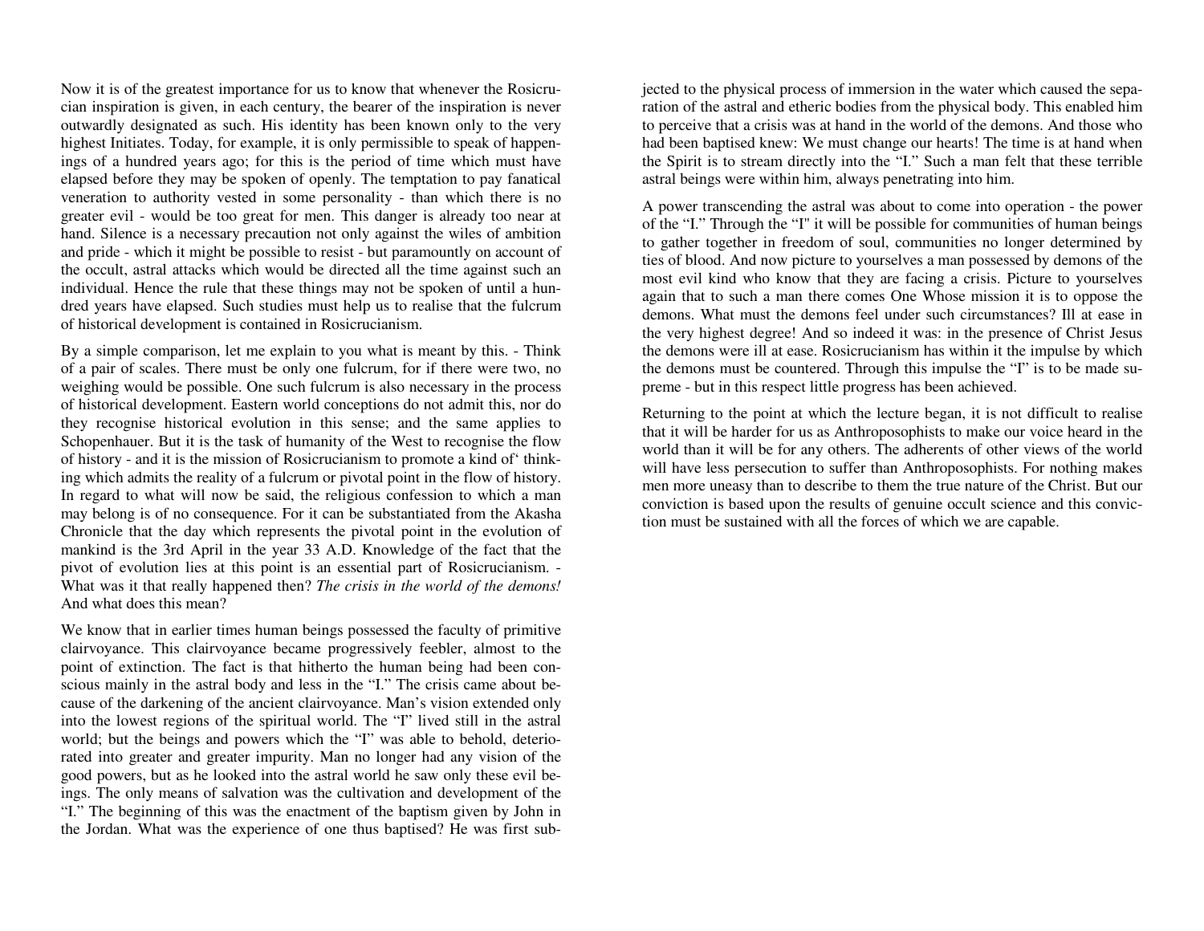Now it is of the greatest importance for us to know that whenever the Rosicrucian inspiration is given, in each century, the bearer of the inspiration is never outwardly designated as such. His identity has been known only to the very highest Initiates. Today, for example, it is only permissible to speak of happenings of a hundred years ago; for this is the period of time which must have elapsed before they may be spoken of openly. The temptation to pay fanatical veneration to authority vested in some personality - than which there is no greater evil - would be too great for men. This danger is already too near at hand. Silence is a necessary precaution not only against the wiles of ambition and pride - which it might be possible to resist - but paramountly on account of the occult, astral attacks which would be directed all the time against such an individual. Hence the rule that these things may not be spoken of until a hundred years have elapsed. Such studies must help us to realise that the fulcrum of historical development is contained in Rosicrucianism.

By a simple comparison, let me explain to you what is meant by this. - Think of a pair of scales. There must be only one fulcrum, for if there were two, no weighing would be possible. One such fulcrum is also necessary in the process of historical development. Eastern world conceptions do not admit this, nor do they recognise historical evolution in this sense; and the same applies to Schopenhauer. But it is the task of humanity of the West to recognise the flow of history - and it is the mission of Rosicrucianism to promote a kind of' thinking which admits the reality of a fulcrum or pivotal point in the flow of history. In regard to what will now be said, the religious confession to which a man may belong is of no consequence. For it can be substantiated from the Akasha Chronicle that the day which represents the pivotal point in the evolution of mankind is the 3rd April in the year 33 A.D. Knowledge of the fact that the pivot of evolution lies at this point is an essential part of Rosicrucianism. - What was it that really happened then? *The crisis in the world of the demons!* And what does this mean?

We know that in earlier times human beings possessed the faculty of primitive clairvoyance. This clairvoyance became progressively feebler, almost to the point of extinction. The fact is that hitherto the human being had been conscious mainly in the astral body and less in the "I." The crisis came about because of the darkening of the ancient clairvoyance. Man's vision extended only into the lowest regions of the spiritual world. The "I" lived still in the astral world; but the beings and powers which the "I" was able to behold, deteriorated into greater and greater impurity. Man no longer had any vision of the good powers, but as he looked into the astral world he saw only these evil beings. The only means of salvation was the cultivation and development of the "I." The beginning of this was the enactment of the baptism given by John in the Jordan. What was the experience of one thus baptised? He was first subjected to the physical process of immersion in the water which caused the separation of the astral and etheric bodies from the physical body. This enabled him to perceive that a crisis was at hand in the world of the demons. And those who had been baptised knew: We must change our hearts! The time is at hand when the Spirit is to stream directly into the "I." Such a man felt that these terrible astral beings were within him, always penetrating into him.

A power transcending the astral was about to come into operation - the power of the "I." Through the "I" it will be possible for communities of human beings to gather together in freedom of soul, communities no longer determined by ties of blood. And now picture to yourselves a man possessed by demons of the most evil kind who know that they are facing a crisis. Picture to yourselves again that to such a man there comes One Whose mission it is to oppose the demons. What must the demons feel under such circumstances? Ill at ease in the very highest degree! And so indeed it was: in the presence of Christ Jesus the demons were ill at ease. Rosicrucianism has within it the impulse by which the demons must be countered. Through this impulse the "I" is to be made supreme - but in this respect little progress has been achieved.

Returning to the point at which the lecture began, it is not difficult to realise that it will be harder for us as Anthroposophists to make our voice heard in the world than it will be for any others. The adherents of other views of the world will have less persecution to suffer than Anthroposophists. For nothing makes men more uneasy than to describe to them the true nature of the Christ. But our conviction is based upon the results of genuine occult science and this conviction must be sustained with all the forces of which we are capable.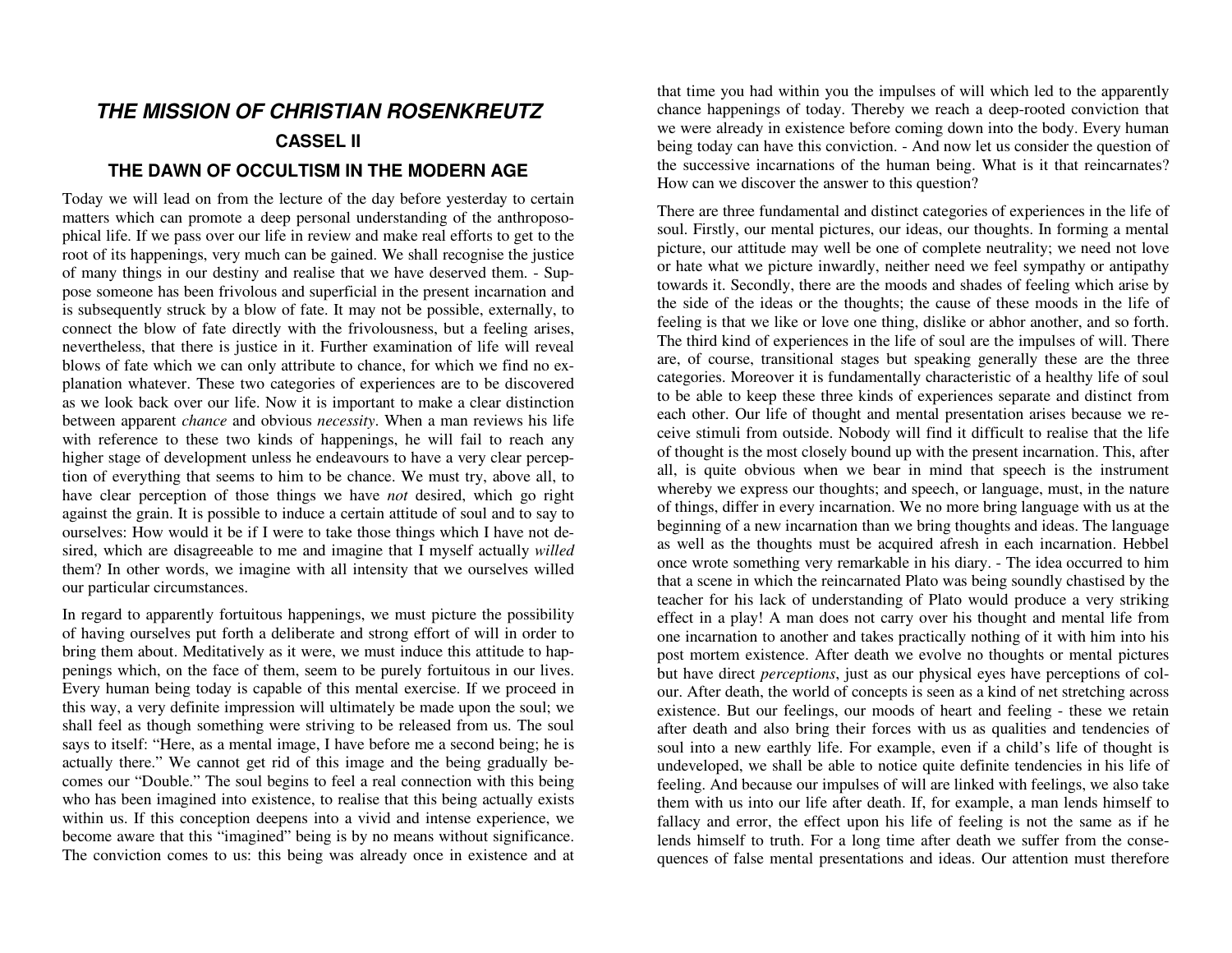# *THE MISSION OF CHRISTIAN ROSENKREUTZ*

## CASSEL II

## THE DAWN OF OCCULTISM IN THE MODERN AGE

Today we will lead on from the lecture of the day before yesterday to certain matters which can promote a deep personal understanding of the anthroposophical life. If we pass over our life in review and make real efforts to get to the root of its happenings, very much can be gained. We shall recognise the justice of many things in our destiny and realise that we have deserved them. - Suppose someone has been frivolous and superficial in the present incarnation and is subsequently struck by a blow of fate. It may not be possible, externally, to connect the blow of fate directly with the frivolousness, but a feeling arises, nevertheless, that there is justice in it. Further examination of life will reveal blows of fate which we can only attribute to chance, for which we find no explanation whatever. These two categories of experiences are to be discovered as we look back over our life. Now it is important to make a clear distinction between apparent *chance* and obvious *necessity*. When a man reviews his life with reference to these two kinds of happenings, he will fail to reach any higher stage of development unless he endeavours to have a very clear perception of everything that seems to him to be chance. We must try, above all, to have clear perception of those things we have *not* desired, which go right against the grain. It is possible to induce a certain attitude of soul and to say to ourselves: How would it be if I were to take those things which I have not desired, which are disagreeable to me and imagine that I myself actually *willed* them? In other words, we imagine with all intensity that we ourselves willed our particular circumstances.

In regard to apparently fortuitous happenings, we must picture the possibility of having ourselves put forth a deliberate and strong effort of will in order to bring them about. Meditatively as it were, we must induce this attitude to happenings which, on the face of them, seem to be purely fortuitous in our lives. Every human being today is capable of this mental exercise. If we proceed in this way, a very definite impression will ultimately be made upon the soul; we shall feel as though something were striving to be released from us. The soul says to itself: "Here, as a mental image, I have before me a second being; he is actually there." We cannot get rid of this image and the being gradually becomes our "Double." The soul begins to feel a real connection with this being who has been imagined into existence, to realise that this being actually exists within us. If this conception deepens into a vivid and intense experience, we become aware that this "imagined" being is by no means without significance. The conviction comes to us: this being was already once in existence and at that time you had within you the impulses of will which led to the apparently chance happenings of today. Thereby we reach a deep-rooted conviction that we were already in existence before coming down into the body. Every human being today can have this conviction. - And now let us consider the question of the successive incarnations of the human being. What is it that reincarnates? How can we discover the answer to this question?

There are three fundamental and distinct categories of experiences in the life of soul. Firstly, our mental pictures, our ideas, our thoughts. In forming a mental picture, our attitude may well be one of complete neutrality; we need not love or hate what we picture inwardly, neither need we feel sympathy or antipathy towards it. Secondly, there are the moods and shades of feeling which arise by the side of the ideas or the thoughts; the cause of these moods in the life of feeling is that we like or love one thing, dislike or abhor another, and so forth. The third kind of experiences in the life of soul are the impulses of will. There are, of course, transitional stages but speaking generally these are the three categories. Moreover it is fundamentally characteristic of a healthy life of soul to be able to keep these three kinds of experiences separate and distinct from each other. Our life of thought and mental presentation arises because we receive stimuli from outside. Nobody will find it difficult to realise that the life of thought is the most closely bound up with the present incarnation. This, after all, is quite obvious when we bear in mind that speech is the instrument whereby we express our thoughts; and speech, or language, must, in the nature of things, differ in every incarnation. We no more bring language with us at the beginning of a new incarnation than we bring thoughts and ideas. The language as well as the thoughts must be acquired afresh in each incarnation. Hebbel once wrote something very remarkable in his diary. - The idea occurred to him that a scene in which the reincarnated Plato was being soundly chastised by the teacher for his lack of understanding of Plato would produce a very striking effect in a play! A man does not carry over his thought and mental life from one incarnation to another and takes practically nothing of it with him into his post mortem existence. After death we evolve no thoughts or mental pictures but have direct *perceptions*, just as our physical eyes have perceptions of colour. After death, the world of concepts is seen as a kind of net stretching across existence. But our feelings, our moods of heart and feeling - these we retain after death and also bring their forces with us as qualities and tendencies of soul into a new earthly life. For example, even if a child's life of thought is undeveloped, we shall be able to notice quite definite tendencies in his life of feeling. And because our impulses of will are linked with feelings, we also take them with us into our life after death. If, for example, a man lends himself to fallacy and error, the effect upon his life of feeling is not the same as if he lends himself to truth. For a long time after death we suffer from the consequences of false mental presentations and ideas. Our attention must therefore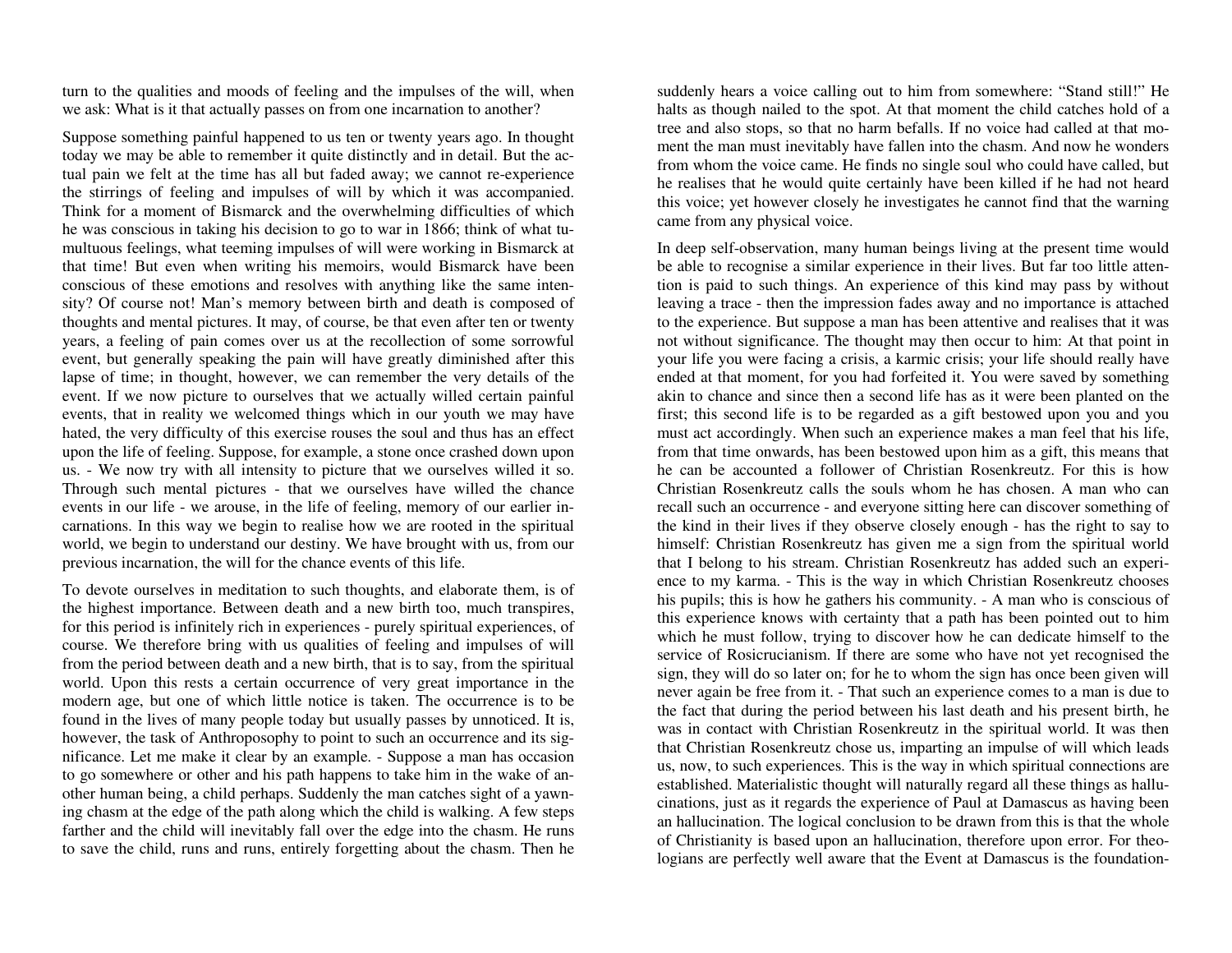turn to the qualities and moods of feeling and the impulses of the will, when we ask: What is it that actually passes on from one incarnation to another?

Suppose something painful happened to us ten or twenty years ago. In thought today we may be able to remember it quite distinctly and in detail. But the actual pain we felt at the time has all but faded away; we cannot re-experience the stirrings of feeling and impulses of will by which it was accompanied. Think for a moment of Bismarck and the overwhelming difficulties of which he was conscious in taking his decision to go to war in 1866; think of what tumultuous feelings, what teeming impulses of will were working in Bismarck at that time! But even when writing his memoirs, would Bismarck have been conscious of these emotions and resolves with anything like the same intensity? Of course not! Man's memory between birth and death is composed of thoughts and mental pictures. It may, of course, be that even after ten or twenty years, a feeling of pain comes over us at the recollection of some sorrowful event, but generally speaking the pain will have greatly diminished after this lapse of time; in thought, however, we can remember the very details of the event. If we now picture to ourselves that we actually willed certain painful events, that in reality we welcomed things which in our youth we may have hated, the very difficulty of this exercise rouses the soul and thus has an effect upon the life of feeling. Suppose, for example, a stone once crashed down upon us. - We now try with all intensity to picture that we ourselves willed it so. Through such mental pictures - that we ourselves have willed the chance events in our life - we arouse, in the life of feeling, memory of our earlier incarnations. In this way we begin to realise how we are rooted in the spiritual world, we begin to understand our destiny. We have brought with us, from our previous incarnation, the will for the chance events of this life.

To devote ourselves in meditation to such thoughts, and elaborate them, is of the highest importance. Between death and a new birth too, much transpires, for this period is infinitely rich in experiences - purely spiritual experiences, of course. We therefore bring with us qualities of feeling and impulses of will from the period between death and a new birth, that is to say, from the spiritual world. Upon this rests a certain occurrence of very great importance in the modern age, but one of which little notice is taken. The occurrence is to be found in the lives of many people today but usually passes by unnoticed. It is, however, the task of Anthroposophy to point to such an occurrence and its significance. Let me make it clear by an example. - Suppose a man has occasion to go somewhere or other and his path happens to take him in the wake of another human being, a child perhaps. Suddenly the man catches sight of a yawning chasm at the edge of the path along which the child is walking. A few steps farther and the child will inevitably fall over the edge into the chasm. He runs to save the child, runs and runs, entirely forgetting about the chasm. Then he suddenly hears a voice calling out to him from somewhere: "Stand still!" He halts as though nailed to the spot. At that moment the child catches hold of a tree and also stops, so that no harm befalls. If no voice had called at that moment the man must inevitably have fallen into the chasm. And now he wonders from whom the voice came. He finds no single soul who could have called, but he realises that he would quite certainly have been killed if he had not heard this voice; yet however closely he investigates he cannot find that the warning came from any physical voice.

In deep self-observation, many human beings living at the present time would be able to recognise a similar experience in their lives. But far too little attention is paid to such things. An experience of this kind may pass by without leaving a trace - then the impression fades away and no importance is attached to the experience. But suppose a man has been attentive and realises that it was not without significance. The thought may then occur to him: At that point in your life you were facing a crisis, a karmic crisis; your life should really have ended at that moment, for you had forfeited it. You were saved by something akin to chance and since then a second life has as it were been planted on the first; this second life is to be regarded as a gift bestowed upon you and you must act accordingly. When such an experience makes a man feel that his life, from that time onwards, has been bestowed upon him as a gift, this means that he can be accounted a follower of Christian Rosenkreutz. For this is how Christian Rosenkreutz calls the souls whom he has chosen. A man who can recall such an occurrence - and everyone sitting here can discover something of the kind in their lives if they observe closely enough - has the right to say to himself: Christian Rosenkreutz has given me a sign from the spiritual world that I belong to his stream. Christian Rosenkreutz has added such an experience to my karma. - This is the way in which Christian Rosenkreutz chooses his pupils; this is how he gathers his community. - A man who is conscious of this experience knows with certainty that a path has been pointed out to him which he must follow, trying to discover how he can dedicate himself to the service of Rosicrucianism. If there are some who have not yet recognised the sign, they will do so later on; for he to whom the sign has once been given will never again be free from it. - That such an experience comes to a man is due to the fact that during the period between his last death and his present birth, he was in contact with Christian Rosenkreutz in the spiritual world. It was then that Christian Rosenkreutz chose us, imparting an impulse of will which leads us, now, to such experiences. This is the way in which spiritual connections are established. Materialistic thought will naturally regard all these things as hallucinations, just as it regards the experience of Paul at Damascus as having been an hallucination. The logical conclusion to be drawn from this is that the whole of Christianity is based upon an hallucination, therefore upon error. For theologians are perfectly well aware that the Event at Damascus is the foundation-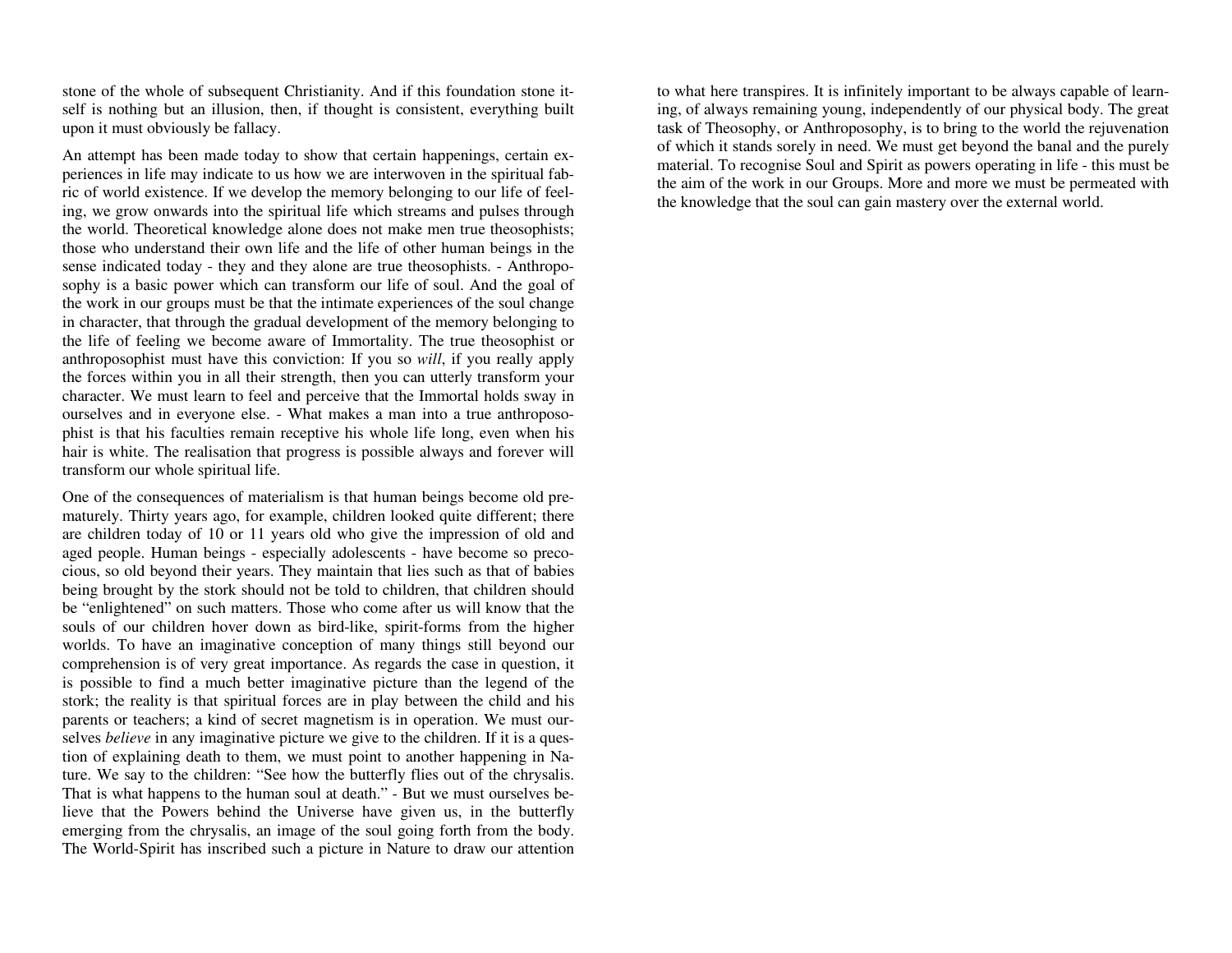stone of the whole of subsequent Christianity. And if this foundation stone itself is nothing but an illusion, then, if thought is consistent, everything built upon it must obviously be fallacy.

An attempt has been made today to show that certain happenings, certain experiences in life may indicate to us how we are interwoven in the spiritual fabric of world existence. If we develop the memory belonging to our life of feeling, we grow onwards into the spiritual life which streams and pulses through the world. Theoretical knowledge alone does not make men true theosophists; those who understand their own life and the life of other human beings in the sense indicated today - they and they alone are true theosophists. - Anthroposophy is a basic power which can transform our life of soul. And the goal of the work in our groups must be that the intimate experiences of the soul change in character, that through the gradual development of the memory belonging to the life of feeling we become aware of Immortality. The true theosophist or anthroposophist must have this conviction: If you so *will*, if you really apply the forces within you in all their strength, then you can utterly transform your character. We must learn to feel and perceive that the Immortal holds sway in ourselves and in everyone else. - What makes a man into a true anthroposophist is that his faculties remain receptive his whole life long, even when his hair is white. The realisation that progress is possible always and forever will transform our whole spiritual life.

One of the consequences of materialism is that human beings become old prematurely. Thirty years ago, for example, children looked quite different; there are children today of 10 or 11 years old who give the impression of old and aged people. Human beings - especially adolescents - have become so precocious, so old beyond their years. They maintain that lies such as that of babies being brought by the stork should not be told to children, that children should be "enlightened" on such matters. Those who come after us will know that the souls of our children hover down as bird-like, spirit-forms from the higher worlds. To have an imaginative conception of many things still beyond our comprehension is of very great importance. As regards the case in question, it is possible to find a much better imaginative picture than the legend of the stork; the reality is that spiritual forces are in play between the child and his parents or teachers; a kind of secret magnetism is in operation. We must ourselves *believe* in any imaginative picture we give to the children. If it is a question of explaining death to them, we must point to another happening in Nature. We say to the children: "See how the butterfly flies out of the chrysalis. That is what happens to the human soul at death." - But we must ourselves believe that the Powers behind the Universe have given us, in the butterfly emerging from the chrysalis, an image of the soul going forth from the body. The World-Spirit has inscribed such a picture in Nature to draw our attention to what here transpires. It is infinitely important to be always capable of learning, of always remaining young, independently of our physical body. The great task of Theosophy, or Anthroposophy, is to bring to the world the rejuvenation of which it stands sorely in need. We must get beyond the banal and the purely material. To recognise Soul and Spirit as powers operating in life - this must be the aim of the work in our Groups. More and more we must be permeated with the knowledge that the soul can gain mastery over the external world.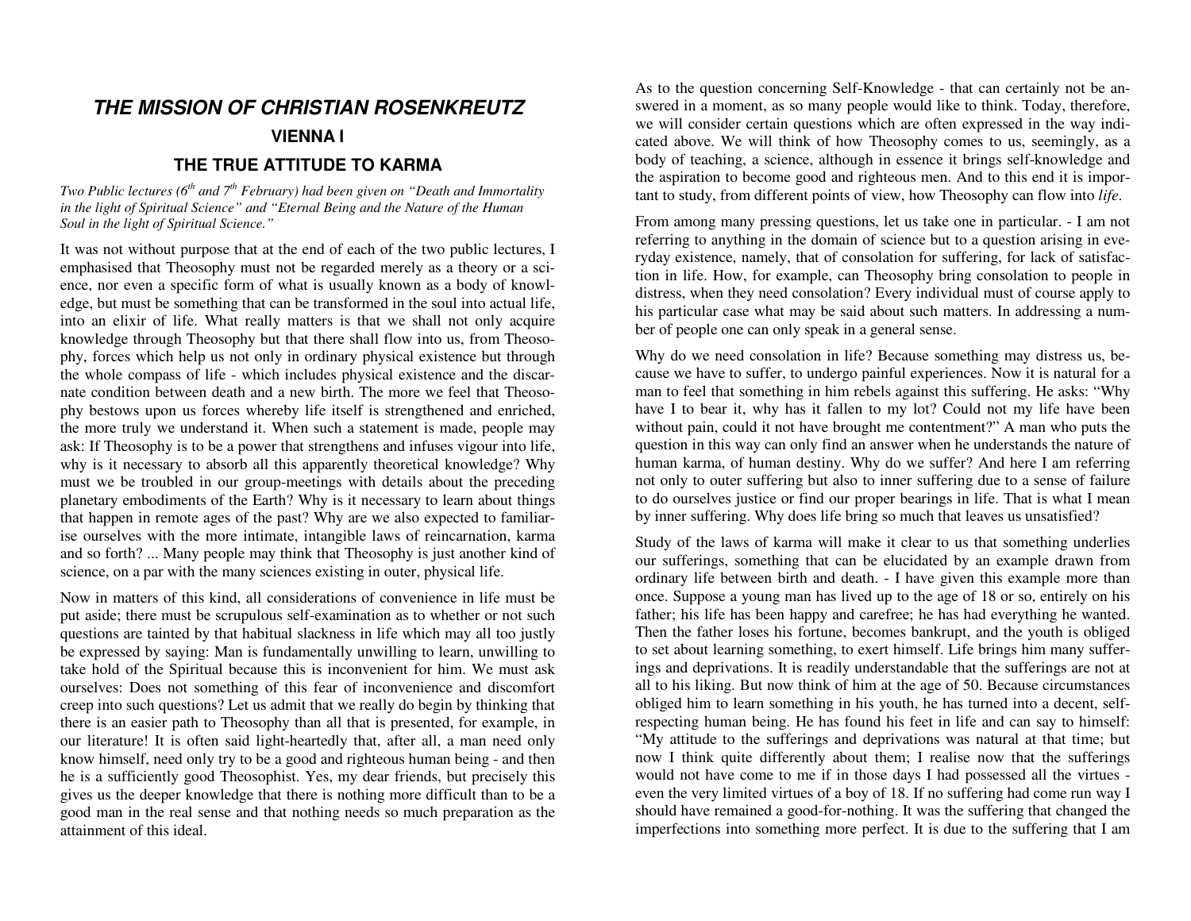# *THE MISSION OF CHRISTIAN ROSENKREUTZ*

## VIENNA I

## THE TRUE ATTITUDE TO KARMA

*Two Public lectures (6th and 7th February) had been given on "Death and Immortality in the light of Spiritual Science" and "Eternal Being and the Nature of the Human Soul in the light of Spiritual Science."*

It was not without purpose that at the end of each of the two public lectures, I emphasised that Theosophy must not be regarded merely as a theory or a science, nor even a specific form of what is usually known as a body of knowledge, but must be something that can be transformed in the soul into actual life, into an elixir of life. What really matters is that we shall not only acquire knowledge through Theosophy but that there shall flow into us, from Theosophy, forces which help us not only in ordinary physical existence but through the whole compass of life - which includes physical existence and the discarnate condition between death and a new birth. The more we feel that Theosophy bestows upon us forces whereby life itself is strengthened and enriched, the more truly we understand it. When such a statement is made, people may ask: If Theosophy is to be a power that strengthens and infuses vigour into life, why is it necessary to absorb all this apparently theoretical knowledge? Why must we be troubled in our group-meetings with details about the preceding planetary embodiments of the Earth? Why is it necessary to learn about things that happen in remote ages of the past? Why are we also expected to familiarise ourselves with the more intimate, intangible laws of reincarnation, karma and so forth? ... Many people may think that Theosophy is just another kind of science, on a par with the many sciences existing in outer, physical life.

Now in matters of this kind, all considerations of convenience in life must be put aside; there must be scrupulous self-examination as to whether or not such questions are tainted by that habitual slackness in life which may all too justly be expressed by saying: Man is fundamentally unwilling to learn, unwilling to take hold of the Spiritual because this is inconvenient for him. We must ask ourselves: Does not something of this fear of inconvenience and discomfort creep into such questions? Let us admit that we really do begin by thinking that there is an easier path to Theosophy than all that is presented, for example, in our literature! It is often said light-heartedly that, after all, a man need only know himself, need only try to be a good and righteous human being - and then he is a sufficiently good Theosophist. Yes, my dear friends, but precisely this gives us the deeper knowledge that there is nothing more difficult than to be a good man in the real sense and that nothing needs so much preparation as the attainment of this ideal.

As to the question concerning Self-Knowledge - that can certainly not be answered in a moment, as so many people would like to think. Today, therefore, we will consider certain questions which are often expressed in the way indicated above. We will think of how Theosophy comes to us, seemingly, as a body of teaching, a science, although in essence it brings self-knowledge and the aspiration to become good and righteous men. And to this end it is important to study, from different points of view, how Theosophy can flow into *life*.

From among many pressing questions, let us take one in particular. - I am not referring to anything in the domain of science but to a question arising in everyday existence, namely, that of consolation for suffering, for lack of satisfaction in life. How, for example, can Theosophy bring consolation to people in distress, when they need consolation? Every individual must of course apply to his particular case what may be said about such matters. In addressing a number of people one can only speak in a general sense.

Why do we need consolation in life? Because something may distress us, because we have to suffer, to undergo painful experiences. Now it is natural for a man to feel that something in him rebels against this suffering. He asks: "Why have I to bear it, why has it fallen to my lot? Could not my life have been without pain, could it not have brought me contentment?" A man who puts the question in this way can only find an answer when he understands the nature of human karma, of human destiny. Why do we suffer? And here I am referring not only to outer suffering but also to inner suffering due to a sense of failure to do ourselves justice or find our proper bearings in life. That is what I mean by inner suffering. Why does life bring so much that leaves us unsatisfied?

Study of the laws of karma will make it clear to us that something underlies our sufferings, something that can be elucidated by an example drawn from ordinary life between birth and death. - I have given this example more than once. Suppose a young man has lived up to the age of 18 or so, entirely on his father; his life has been happy and carefree; he has had everything he wanted. Then the father loses his fortune, becomes bankrupt, and the youth is obliged to set about learning something, to exert himself. Life brings him many sufferings and deprivations. It is readily understandable that the sufferings are not at all to his liking. But now think of him at the age of 50. Because circumstances obliged him to learn something in his youth, he has turned into a decent, self-respecting human being. He has found his feet in life and can say to himself: "My attitude to the sufferings and deprivations was natural at that time; but now I think quite differently about them; I realise now that the sufferings would not have come to me if in those days I had possessed all the virtues - even the very limited virtues of a boy of 18. If no suffering had come run way I should have remained a good-for-nothing. It was the suffering that changed the imperfections into something more perfect. It is due to the suffering that I am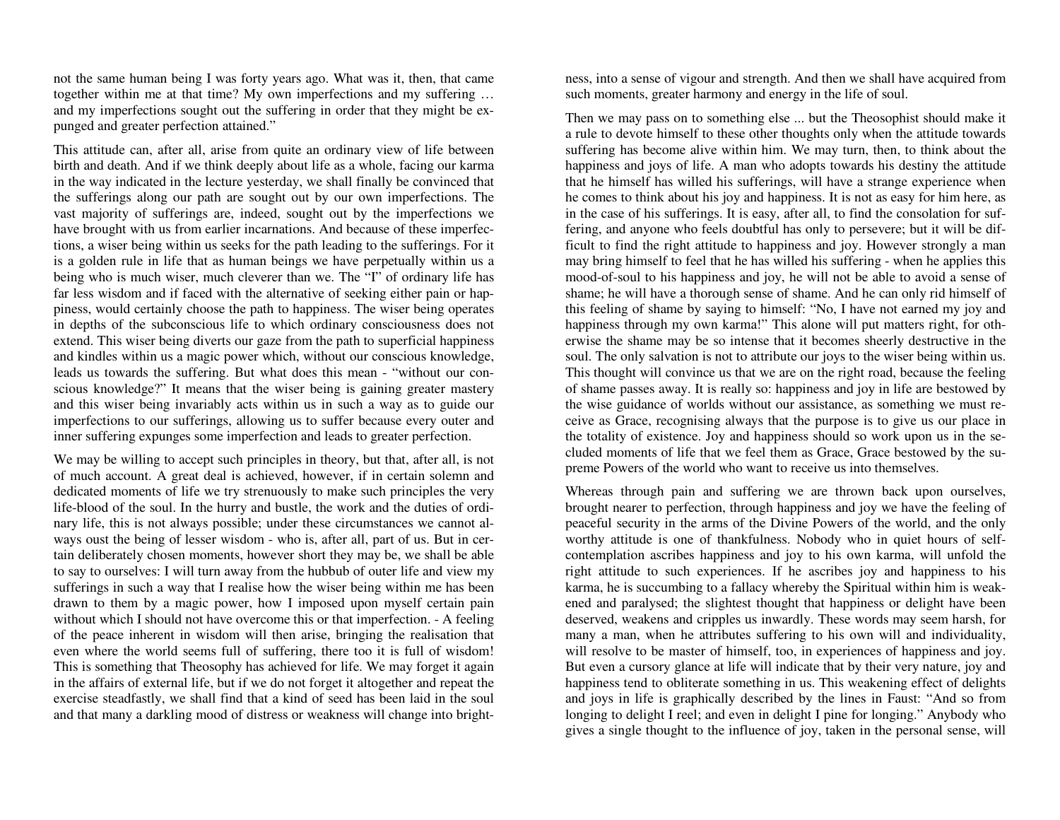not the same human being I was forty years ago. What was it, then, that came together within me at that time? My own imperfections and my suffering … and my imperfections sought out the suffering in order that they might be expunged and greater perfection attained."

This attitude can, after all, arise from quite an ordinary view of life between birth and death. And if we think deeply about life as a whole, facing our karma in the way indicated in the lecture yesterday, we shall finally be convinced that the sufferings along our path are sought out by our own imperfections. The vast majority of sufferings are, indeed, sought out by the imperfections we have brought with us from earlier incarnations. And because of these imperfections, a wiser being within us seeks for the path leading to the sufferings. For it is a golden rule in life that as human beings we have perpetually within us a being who is much wiser, much cleverer than we. The "I" of ordinary life has far less wisdom and if faced with the alternative of seeking either pain or happiness, would certainly choose the path to happiness. The wiser being operates in depths of the subconscious life to which ordinary consciousness does not extend. This wiser being diverts our gaze from the path to superficial happiness and kindles within us a magic power which, without our conscious knowledge, leads us towards the suffering. But what does this mean - "without our conscious knowledge?" It means that the wiser being is gaining greater mastery and this wiser being invariably acts within us in such a way as to guide our imperfections to our sufferings, allowing us to suffer because every outer and inner suffering expunges some imperfection and leads to greater perfection.

We may be willing to accept such principles in theory, but that, after all, is not of much account. A great deal is achieved, however, if in certain solemn and dedicated moments of life we try strenuously to make such principles the very life-blood of the soul. In the hurry and bustle, the work and the duties of ordinary life, this is not always possible; under these circumstances we cannot always oust the being of lesser wisdom - who is, after all, part of us. But in certain deliberately chosen moments, however short they may be, we shall be able to say to ourselves: I will turn away from the hubbub of outer life and view my sufferings in such a way that I realise how the wiser being within me has been drawn to them by a magic power, how I imposed upon myself certain pain without which I should not have overcome this or that imperfection. - A feeling of the peace inherent in wisdom will then arise, bringing the realisation that even where the world seems full of suffering, there too it is full of wisdom! This is something that Theosophy has achieved for life. We may forget it again in the affairs of external life, but if we do not forget it altogether and repeat the exercise steadfastly, we shall find that a kind of seed has been laid in the soul and that many a darkling mood of distress or weakness will change into brightness, into a sense of vigour and strength. And then we shall have acquired from such moments, greater harmony and energy in the life of soul.

Then we may pass on to something else ... but the Theosophist should make it a rule to devote himself to these other thoughts only when the attitude towards suffering has become alive within him. We may turn, then, to think about the happiness and joys of life. A man who adopts towards his destiny the attitude that he himself has willed his sufferings, will have a strange experience when he comes to think about his joy and happiness. It is not as easy for him here, as in the case of his sufferings. It is easy, after all, to find the consolation for suffering, and anyone who feels doubtful has only to persevere; but it will be difficult to find the right attitude to happiness and joy. However strongly a man may bring himself to feel that he has willed his suffering - when he applies this mood-of-soul to his happiness and joy, he will not be able to avoid a sense of shame; he will have a thorough sense of shame. And he can only rid himself of this feeling of shame by saying to himself: "No, I have not earned my joy and happiness through my own karma!" This alone will put matters right, for otherwise the shame may be so intense that it becomes sheerly destructive in the soul. The only salvation is not to attribute our joys to the wiser being within us. This thought will convince us that we are on the right road, because the feeling of shame passes away. It is really so: happiness and joy in life are bestowed by the wise guidance of worlds without our assistance, as something we must receive as Grace, recognising always that the purpose is to give us our place in the totality of existence. Joy and happiness should so work upon us in the secluded moments of life that we feel them as Grace, Grace bestowed by the supreme Powers of the world who want to receive us into themselves.

Whereas through pain and suffering we are thrown back upon ourselves, brought nearer to perfection, through happiness and joy we have the feeling of peaceful security in the arms of the Divine Powers of the world, and the only worthy attitude is one of thankfulness. Nobody who in quiet hours of self-contemplation ascribes happiness and joy to his own karma, will unfold the right attitude to such experiences. If he ascribes joy and happiness to his karma, he is succumbing to a fallacy whereby the Spiritual within him is weakened and paralysed; the slightest thought that happiness or delight have been deserved, weakens and cripples us inwardly. These words may seem harsh, for many a man, when he attributes suffering to his own will and individuality, will resolve to be master of himself, too, in experiences of happiness and joy. But even a cursory glance at life will indicate that by their very nature, joy and happiness tend to obliterate something in us. This weakening effect of delights and joys in life is graphically described by the lines in Faust: "And so from longing to delight I reel; and even in delight I pine for longing." Anybody who gives a single thought to the influence of joy, taken in the personal sense, will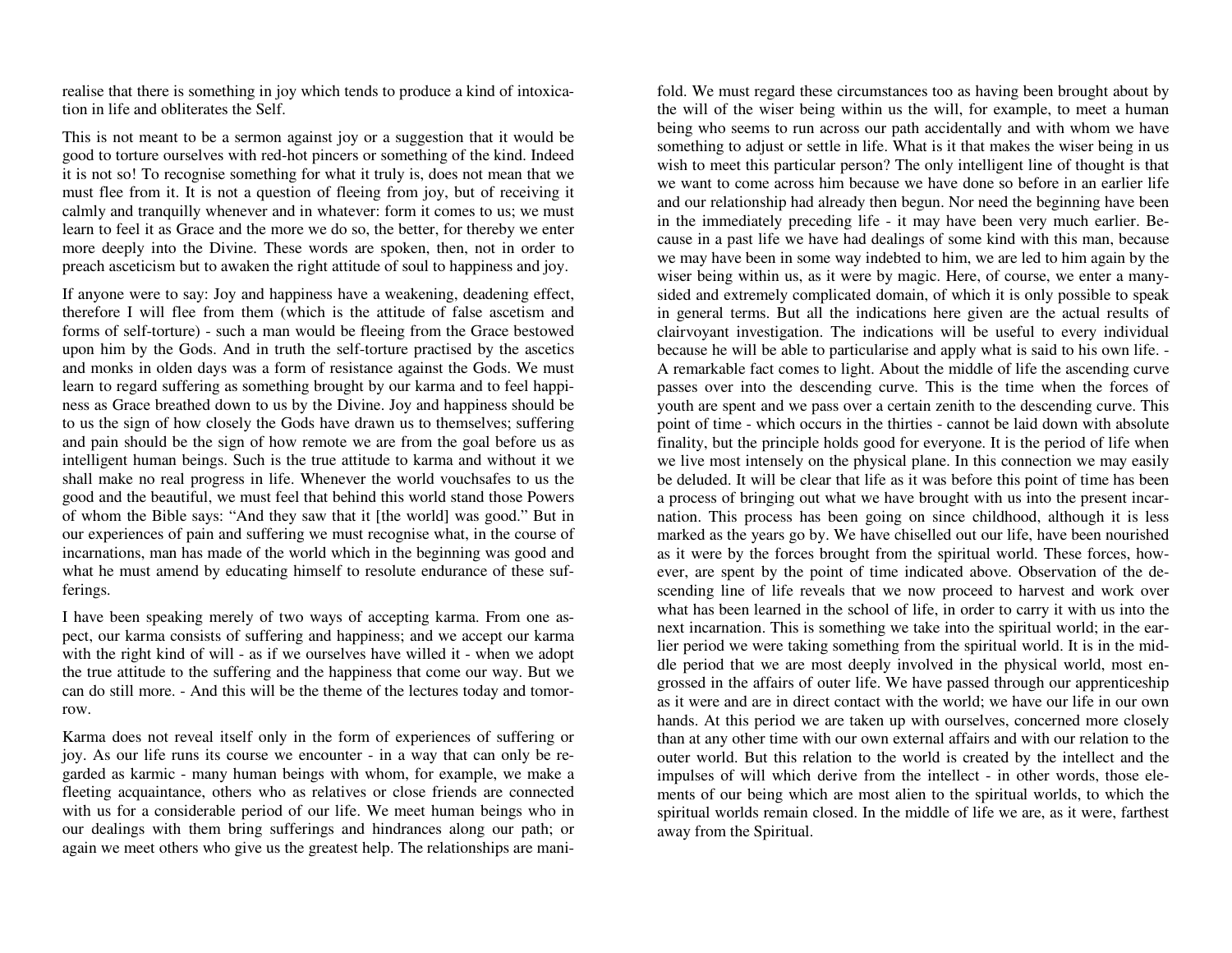realise that there is something in joy which tends to produce a kind of intoxication in life and obliterates the Self.

This is not meant to be a sermon against joy or a suggestion that it would be good to torture ourselves with red-hot pincers or something of the kind. Indeed it is not so! To recognise something for what it truly is, does not mean that we must flee from it. It is not a question of fleeing from joy, but of receiving it calmly and tranquilly whenever and in whatever: form it comes to us; we must learn to feel it as Grace and the more we do so, the better, for thereby we enter more deeply into the Divine. These words are spoken, then, not in order to preach asceticism but to awaken the right attitude of soul to happiness and joy.

If anyone were to say: Joy and happiness have a weakening, deadening effect, therefore I will flee from them (which is the attitude of false ascetism and forms of self-torture) - such a man would be fleeing from the Grace bestowed upon him by the Gods. And in truth the self-torture practised by the ascetics and monks in olden days was a form of resistance against the Gods. We must learn to regard suffering as something brought by our karma and to feel happiness as Grace breathed down to us by the Divine. Joy and happiness should be to us the sign of how closely the Gods have drawn us to themselves; suffering and pain should be the sign of how remote we are from the goal before us as intelligent human beings. Such is the true attitude to karma and without it we shall make no real progress in life. Whenever the world vouchsafes to us the good and the beautiful, we must feel that behind this world stand those Powers of whom the Bible says: "And they saw that it [the world] was good." But in our experiences of pain and suffering we must recognise what, in the course of incarnations, man has made of the world which in the beginning was good and what he must amend by educating himself to resolute endurance of these sufferings.

I have been speaking merely of two ways of accepting karma. From one aspect, our karma consists of suffering and happiness; and we accept our karma with the right kind of will - as if we ourselves have willed it - when we adopt the true attitude to the suffering and the happiness that come our way. But we can do still more. - And this will be the theme of the lectures today and tomorrow.

Karma does not reveal itself only in the form of experiences of suffering or joy. As our life runs its course we encounter - in a way that can only be regarded as karmic - many human beings with whom, for example, we make a fleeting acquaintance, others who as relatives or close friends are connected with us for a considerable period of our life. We meet human beings who in our dealings with them bring sufferings and hindrances along our path; or again we meet others who give us the greatest help. The relationships are manifold. We must regard these circumstances too as having been brought about by the will of the wiser being within us the will, for example, to meet a human being who seems to run across our path accidentally and with whom we have something to adjust or settle in life. What is it that makes the wiser being in us wish to meet this particular person? The only intelligent line of thought is that we want to come across him because we have done so before in an earlier life and our relationship had already then begun. Nor need the beginning have been in the immediately preceding life - it may have been very much earlier. Because in a past life we have had dealings of some kind with this man, because we may have been in some way indebted to him, we are led to him again by the wiser being within us, as it were by magic. Here, of course, we enter a many-sided and extremely complicated domain, of which it is only possible to speak in general terms. But all the indications here given are the actual results of clairvoyant investigation. The indications will be useful to every individual because he will be able to particularise and apply what is said to his own life. - A remarkable fact comes to light. About the middle of life the ascending curve passes over into the descending curve. This is the time when the forces of youth are spent and we pass over a certain zenith to the descending curve. This point of time - which occurs in the thirties - cannot be laid down with absolute finality, but the principle holds good for everyone. It is the period of life when we live most intensely on the physical plane. In this connection we may easily be deluded. It will be clear that life as it was before this point of time has been a process of bringing out what we have brought with us into the present incarnation. This process has been going on since childhood, although it is less marked as the years go by. We have chiselled out our life, have been nourished as it were by the forces brought from the spiritual world. These forces, however, are spent by the point of time indicated above. Observation of the descending line of life reveals that we now proceed to harvest and work over what has been learned in the school of life, in order to carry it with us into the next incarnation. This is something we take into the spiritual world; in the earlier period we were taking something from the spiritual world. It is in the middle period that we are most deeply involved in the physical world, most engrossed in the affairs of outer life. We have passed through our apprenticeship as it were and are in direct contact with the world; we have our life in our own hands. At this period we are taken up with ourselves, concerned more closely than at any other time with our own external affairs and with our relation to the outer world. But this relation to the world is created by the intellect and the impulses of will which derive from the intellect - in other words, those elements of our being which are most alien to the spiritual worlds, to which the spiritual worlds remain closed. In the middle of life we are, as it were, farthest away from the Spiritual.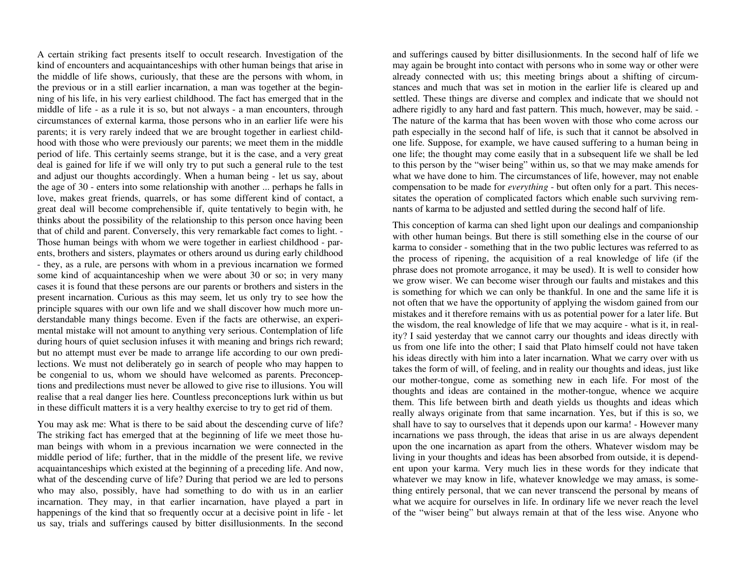A certain striking fact presents itself to occult research. Investigation of the kind of encounters and acquaintanceships with other human beings that arise in the middle of life shows, curiously, that these are the persons with whom, in the previous or in a still earlier incarnation, a man was together at the beginning of his life, in his very earliest childhood. The fact has emerged that in the middle of life - as a rule it is so, but not always - a man encounters, through circumstances of external karma, those persons who in an earlier life were his parents; it is very rarely indeed that we are brought together in earliest childhood with those who were previously our parents; we meet them in the middle period of life. This certainly seems strange, but it is the case, and a very great deal is gained for life if we will only try to put such a general rule to the test and adjust our thoughts accordingly. When a human being - let us say, about the age of 30 - enters into some relationship with another ... perhaps he falls in love, makes great friends, quarrels, or has some different kind of contact, a great deal will become comprehensible if, quite tentatively to begin with, he thinks about the possibility of the relationship to this person once having been that of child and parent. Conversely, this very remarkable fact comes to light. - Those human beings with whom we were together in earliest childhood - parents, brothers and sisters, playmates or others around us during early childhood - they, as a rule, are persons with whom in a previous incarnation we formed some kind of acquaintanceship when we were about 30 or so; in very many cases it is found that these persons are our parents or brothers and sisters in the present incarnation. Curious as this may seem, let us only try to see how the principle squares with our own life and we shall discover how much more understandable many things become. Even if the facts are otherwise, an experimental mistake will not amount to anything very serious. Contemplation of life during hours of quiet seclusion infuses it with meaning and brings rich reward; but no attempt must ever be made to arrange life according to our own predilections. We must not deliberately go in search of people who may happen to be congenial to us, whom we should have welcomed as parents. Preconceptions and predilections must never be allowed to give rise to illusions. You will realise that a real danger lies here. Countless preconceptions lurk within us but in these difficult matters it is a very healthy exercise to try to get rid of them.

You may ask me: What is there to be said about the descending curve of life? The striking fact has emerged that at the beginning of life we meet those human beings with whom in a previous incarnation we were connected in the middle period of life; further, that in the middle of the present life, we revive acquaintanceships which existed at the beginning of a preceding life. And now, what of the descending curve of life? During that period we are led to persons who may also, possibly, have had something to do with us in an earlier incarnation. They may, in that earlier incarnation, have played a part in happenings of the kind that so frequently occur at a decisive point in life - let us say, trials and sufferings caused by bitter disillusionments. In the second half of life we may again be brought into contact with persons who in some way or other were already connected with us; this meeting brings about a shifting of circumstances and much that was set in motion in the earlier life is cleared up and settled. These things are diverse and complex and indicate that we should not adhere rigidly to any hard and fast pattern. This much, however, may be said. - The nature of the karma that has been woven with those who come across our path especially in the second half of life, is such that it cannot be absolved in one life. Suppose, for example, we have caused suffering to a human being in one life; the thought may come easily that in a subsequent life we shall be led to this person by the "wiser being" within us, so that we may make amends for what we have done to him. The circumstances of life, however, may not enable compensation to be made for *everything* - but often only for a part. This necessitates the operation of complicated factors which enable such surviving remnants of karma to be adjusted and settled during the second half of life.

This conception of karma can shed light upon our dealings and companionship with other human beings. But there is still something else in the course of our karma to consider - something that in the two public lectures was referred to as the process of ripening, the acquisition of a real knowledge of life (if the phrase does not promote arrogance, it may be used). It is well to consider how we grow wiser. We can become wiser through our faults and mistakes and this is something for which we can only be thankful. In one and the same life it is not often that we have the opportunity of applying the wisdom gained from our mistakes and it therefore remains with us as potential power for a later life. But the wisdom, the real knowledge of life that we may acquire - what is it, in reality? I said yesterday that we cannot carry our thoughts and ideas directly with us from one life into the other; I said that Plato himself could not have taken his ideas directly with him into a later incarnation. What we carry over with us takes the form of will, of feeling, and in reality our thoughts and ideas, just like our mother-tongue, come as something new in each life. For most of the thoughts and ideas are contained in the mother-tongue, whence we acquire them. This life between birth and death yields us thoughts and ideas which really always originate from that same incarnation. Yes, but if this is so, we shall have to say to ourselves that it depends upon our karma! - However many incarnations we pass through, the ideas that arise in us are always dependent upon the one incarnation as apart from the others. Whatever wisdom may be living in your thoughts and ideas has been absorbed from outside, it is dependent upon your karma. Very much lies in these words for they indicate that whatever we may know in life, whatever knowledge we may amass, is something entirely personal, that we can never transcend the personal by means of what we acquire for ourselves in life. In ordinary life we never reach the level of the "wiser being" but always remain at that of the less wise. Anyone who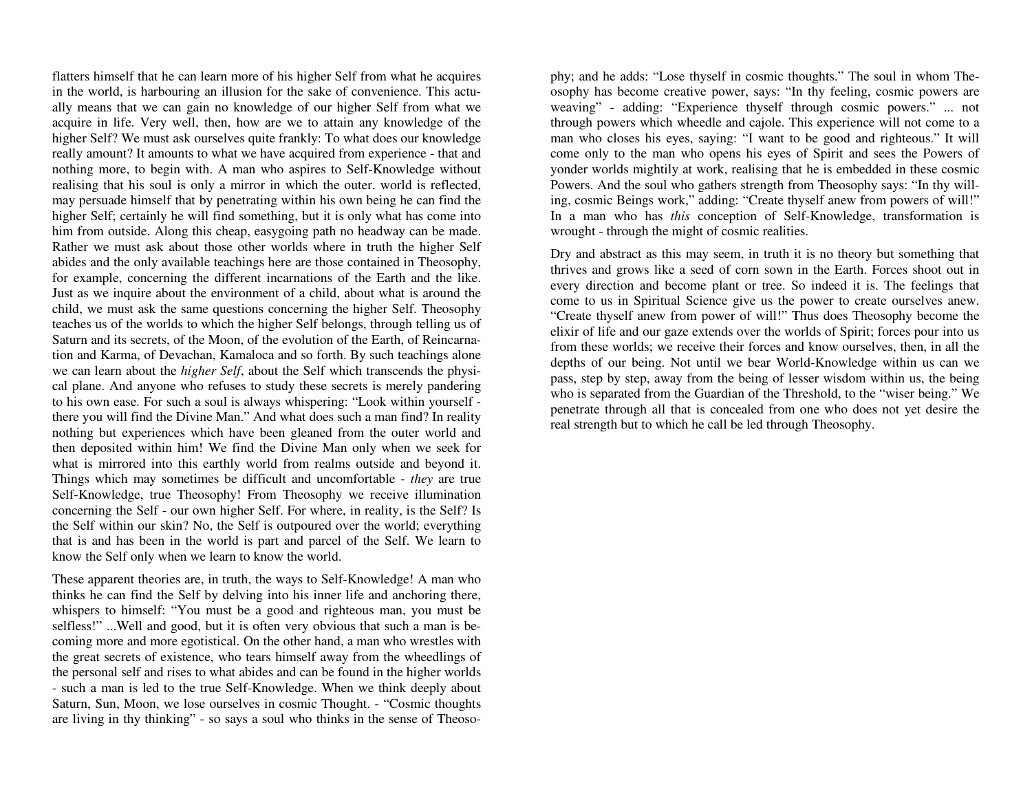flatters himself that he can learn more of his higher Self from what he acquires in the world, is harbouring an illusion for the sake of convenience. This actually means that we can gain no knowledge of our higher Self from what we acquire in life. Very well, then, how are we to attain any knowledge of the higher Self? We must ask ourselves quite frankly: To what does our knowledge really amount? It amounts to what we have acquired from experience - that and nothing more, to begin with. A man who aspires to Self-Knowledge without realising that his soul is only a mirror in which the outer. world is reflected, may persuade himself that by penetrating within his own being he can find the higher Self; certainly he will find something, but it is only what has come into him from outside. Along this cheap, easygoing path no headway can be made. Rather we must ask about those other worlds where in truth the higher Self abides and the only available teachings here are those contained in Theosophy, for example, concerning the different incarnations of the Earth and the like. Just as we inquire about the environment of a child, about what is around the child, we must ask the same questions concerning the higher Self. Theosophy teaches us of the worlds to which the higher Self belongs, through telling us of Saturn and its secrets, of the Moon, of the evolution of the Earth, of Reincarnation and Karma, of Devachan, Kamaloca and so forth. By such teachings alone we can learn about the *higher Self*, about the Self which transcends the physical plane. And anyone who refuses to study these secrets is merely pandering to his own ease. For such a soul is always whispering: "Look within yourself - there you will find the Divine Man." And what does such a man find? In reality nothing but experiences which have been gleaned from the outer world and then deposited within him! We find the Divine Man only when we seek for what is mirrored into this earthly world from realms outside and beyond it. Things which may sometimes be difficult and uncomfortable - *they* are true Self-Knowledge, true Theosophy! From Theosophy we receive illumination concerning the Self - our own higher Self. For where, in reality, is the Self? Is the Self within our skin? No, the Self is outpoured over the world; everything that is and has been in the world is part and parcel of the Self. We learn to know the Self only when we learn to know the world.

These apparent theories are, in truth, the ways to Self-Knowledge! A man who thinks he can find the Self by delving into his inner life and anchoring there, whispers to himself: "You must be a good and righteous man, you must be selfless!" ...Well and good, but it is often very obvious that such a man is becoming more and more egotistical. On the other hand, a man who wrestles with the great secrets of existence, who tears himself away from the wheedlings of the personal self and rises to what abides and can be found in the higher worlds - such a man is led to the true Self-Knowledge. When we think deeply about Saturn, Sun, Moon, we lose ourselves in cosmic Thought. - "Cosmic thoughts are living in thy thinking" - so says a soul who thinks in the sense of Theosophy; and he adds: "Lose thyself in cosmic thoughts." The soul in whom Theosophy has become creative power, says: "In thy feeling, cosmic powers are weaving" - adding: "Experience thyself through cosmic powers." ... not through powers which wheedle and cajole. This experience will not come to a man who closes his eyes, saying: "I want to be good and righteous." It will come only to the man who opens his eyes of Spirit and sees the Powers of yonder worlds mightily at work, realising that he is embedded in these cosmic Powers. And the soul who gathers strength from Theosophy says: "In thy willing, cosmic Beings work," adding: "Create thyself anew from powers of will!" In a man who has *this* conception of Self-Knowledge, transformation is wrought - through the might of cosmic realities.

Dry and abstract as this may seem, in truth it is no theory but something that thrives and grows like a seed of corn sown in the Earth. Forces shoot out in every direction and become plant or tree. So indeed it is. The feelings that come to us in Spiritual Science give us the power to create ourselves anew. "Create thyself anew from power of will!" Thus does Theosophy become the elixir of life and our gaze extends over the worlds of Spirit; forces pour into us from these worlds; we receive their forces and know ourselves, then, in all the depths of our being. Not until we bear World-Knowledge within us can we pass, step by step, away from the being of lesser wisdom within us, the being who is separated from the Guardian of the Threshold, to the "wiser being." We penetrate through all that is concealed from one who does not yet desire the real strength but to which he call be led through Theosophy.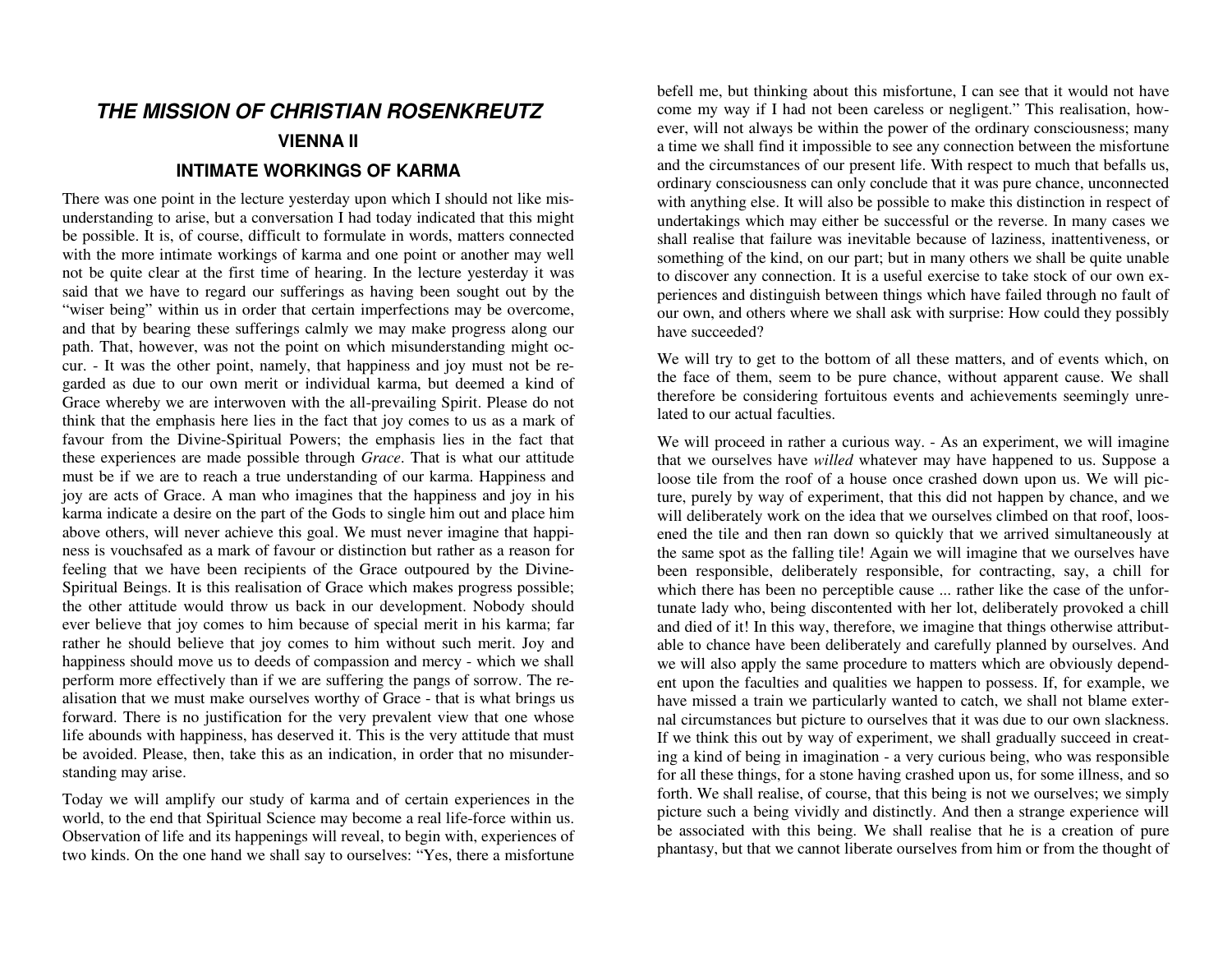# *THE MISSION OF CHRISTIAN ROSENKREUTZ*

## VIENNA II

### INTIMATE WORKINGS OF KARMA

There was one point in the lecture yesterday upon which I should not like misunderstanding to arise, but a conversation I had today indicated that this might be possible. It is, of course, difficult to formulate in words, matters connected with the more intimate workings of karma and one point or another may well not be quite clear at the first time of hearing. In the lecture yesterday it was said that we have to regard our sufferings as having been sought out by the "wiser being" within us in order that certain imperfections may be overcome, and that by bearing these sufferings calmly we may make progress along our path. That, however, was not the point on which misunderstanding might occur. - It was the other point, namely, that happiness and joy must not be regarded as due to our own merit or individual karma, but deemed a kind of Grace whereby we are interwoven with the all-prevailing Spirit. Please do not think that the emphasis here lies in the fact that joy comes to us as a mark of favour from the Divine-Spiritual Powers; the emphasis lies in the fact that these experiences are made possible through *Grace*. That is what our attitude must be if we are to reach a true understanding of our karma. Happiness and joy are acts of Grace. A man who imagines that the happiness and joy in his karma indicate a desire on the part of the Gods to single him out and place him above others, will never achieve this goal. We must never imagine that happiness is vouchsafed as a mark of favour or distinction but rather as a reason for feeling that we have been recipients of the Grace outpoured by the Divine-Spiritual Beings. It is this realisation of Grace which makes progress possible; the other attitude would throw us back in our development. Nobody should ever believe that joy comes to him because of special merit in his karma; far rather he should believe that joy comes to him without such merit. Joy and happiness should move us to deeds of compassion and mercy - which we shall perform more effectively than if we are suffering the pangs of sorrow. The realisation that we must make ourselves worthy of Grace - that is what brings us forward. There is no justification for the very prevalent view that one whose life abounds with happiness, has deserved it. This is the very attitude that must be avoided. Please, then, take this as an indication, in order that no misunderstanding may arise.

Today we will amplify our study of karma and of certain experiences in the world, to the end that Spiritual Science may become a real life-force within us. Observation of life and its happenings will reveal, to begin with, experiences of two kinds. On the one hand we shall say to ourselves: "Yes, there a misfortune befell me, but thinking about this misfortune, I can see that it would not have come my way if I had not been careless or negligent." This realisation, however, will not always be within the power of the ordinary consciousness; many a time we shall find it impossible to see any connection between the misfortune and the circumstances of our present life. With respect to much that befalls us, ordinary consciousness can only conclude that it was pure chance, unconnected with anything else. It will also be possible to make this distinction in respect of undertakings which may either be successful or the reverse. In many cases we shall realise that failure was inevitable because of laziness, inattentiveness, or something of the kind, on our part; but in many others we shall be quite unable to discover any connection. It is a useful exercise to take stock of our own experiences and distinguish between things which have failed through no fault of our own, and others where we shall ask with surprise: How could they possibly have succeeded?

We will try to get to the bottom of all these matters, and of events which, on the face of them, seem to be pure chance, without apparent cause. We shall therefore be considering fortuitous events and achievements seemingly unrelated to our actual faculties.

We will proceed in rather a curious way. - As an experiment, we will imagine that we ourselves have *willed* whatever may have happened to us. Suppose a loose tile from the roof of a house once crashed down upon us. We will picture, purely by way of experiment, that this did not happen by chance, and we will deliberately work on the idea that we ourselves climbed on that roof, loosened the tile and then ran down so quickly that we arrived simultaneously at the same spot as the falling tile! Again we will imagine that we ourselves have been responsible, deliberately responsible, for contracting, say, a chill for which there has been no perceptible cause ... rather like the case of the unfortunate lady who, being discontented with her lot, deliberately provoked a chill and died of it! In this way, therefore, we imagine that things otherwise attributable to chance have been deliberately and carefully planned by ourselves. And we will also apply the same procedure to matters which are obviously dependent upon the faculties and qualities we happen to possess. If, for example, we have missed a train we particularly wanted to catch, we shall not blame external circumstances but picture to ourselves that it was due to our own slackness. If we think this out by way of experiment, we shall gradually succeed in creating a kind of being in imagination - a very curious being, who was responsible for all these things, for a stone having crashed upon us, for some illness, and so forth. We shall realise, of course, that this being is not we ourselves; we simply picture such a being vividly and distinctly. And then a strange experience will be associated with this being. We shall realise that he is a creation of pure phantasy, but that we cannot liberate ourselves from him or from the thought of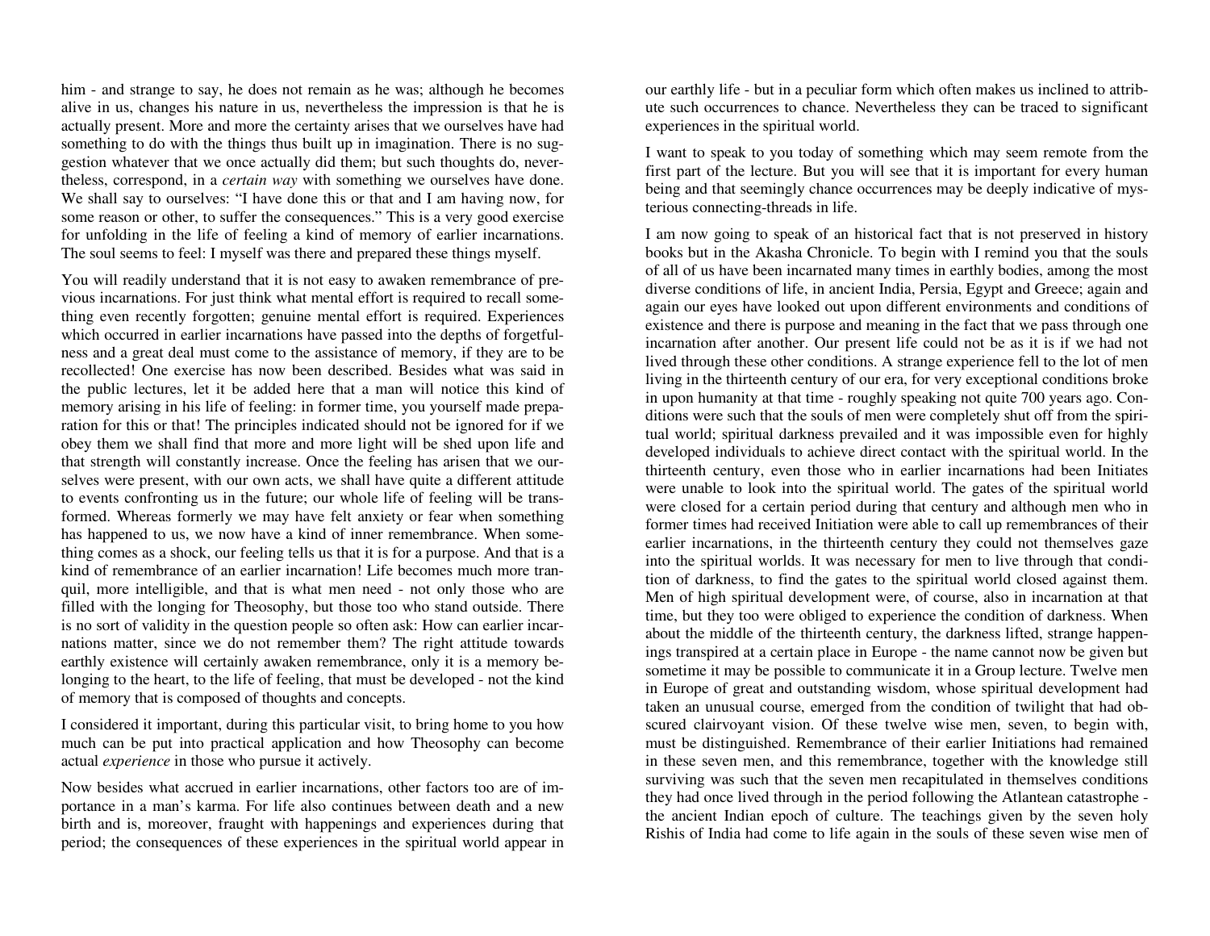him - and strange to say, he does not remain as he was; although he becomes alive in us, changes his nature in us, nevertheless the impression is that he is actually present. More and more the certainty arises that we ourselves have had something to do with the things thus built up in imagination. There is no suggestion whatever that we once actually did them; but such thoughts do, nevertheless, correspond, in a *certain way* with something we ourselves have done. We shall say to ourselves: "I have done this or that and I am having now, for some reason or other, to suffer the consequences." This is a very good exercise for unfolding in the life of feeling a kind of memory of earlier incarnations. The soul seems to feel: I myself was there and prepared these things myself.

You will readily understand that it is not easy to awaken remembrance of previous incarnations. For just think what mental effort is required to recall something even recently forgotten; genuine mental effort is required. Experiences which occurred in earlier incarnations have passed into the depths of forgetfulness and a great deal must come to the assistance of memory, if they are to be recollected! One exercise has now been described. Besides what was said in the public lectures, let it be added here that a man will notice this kind of memory arising in his life of feeling: in former time, you yourself made preparation for this or that! The principles indicated should not be ignored for if we obey them we shall find that more and more light will be shed upon life and that strength will constantly increase. Once the feeling has arisen that we ourselves were present, with our own acts, we shall have quite a different attitude to events confronting us in the future; our whole life of feeling will be transformed. Whereas formerly we may have felt anxiety or fear when something has happened to us, we now have a kind of inner remembrance. When something comes as a shock, our feeling tells us that it is for a purpose. And that is a kind of remembrance of an earlier incarnation! Life becomes much more tranquil, more intelligible, and that is what men need - not only those who are filled with the longing for Theosophy, but those too who stand outside. There is no sort of validity in the question people so often ask: How can earlier incarnations matter, since we do not remember them? The right attitude towards earthly existence will certainly awaken remembrance, only it is a memory belonging to the heart, to the life of feeling, that must be developed - not the kind of memory that is composed of thoughts and concepts.

I considered it important, during this particular visit, to bring home to you how much can be put into practical application and how Theosophy can become actual *experience* in those who pursue it actively.

Now besides what accrued in earlier incarnations, other factors too are of importance in a man's karma. For life also continues between death and a new birth and is, moreover, fraught with happenings and experiences during that period; the consequences of these experiences in the spiritual world appear in our earthly life - but in a peculiar form which often makes us inclined to attribute such occurrences to chance. Nevertheless they can be traced to significant experiences in the spiritual world.

I want to speak to you today of something which may seem remote from the first part of the lecture. But you will see that it is important for every human being and that seemingly chance occurrences may be deeply indicative of mysterious connecting-threads in life.

I am now going to speak of an historical fact that is not preserved in history books but in the Akasha Chronicle. To begin with I remind you that the souls of all of us have been incarnated many times in earthly bodies, among the most diverse conditions of life, in ancient India, Persia, Egypt and Greece; again and again our eyes have looked out upon different environments and conditions of existence and there is purpose and meaning in the fact that we pass through one incarnation after another. Our present life could not be as it is if we had not lived through these other conditions. A strange experience fell to the lot of men living in the thirteenth century of our era, for very exceptional conditions broke in upon humanity at that time - roughly speaking not quite 700 years ago. Conditions were such that the souls of men were completely shut off from the spiritual world; spiritual darkness prevailed and it was impossible even for highly developed individuals to achieve direct contact with the spiritual world. In the thirteenth century, even those who in earlier incarnations had been Initiates were unable to look into the spiritual world. The gates of the spiritual world were closed for a certain period during that century and although men who in former times had received Initiation were able to call up remembrances of their earlier incarnations, in the thirteenth century they could not themselves gaze into the spiritual worlds. It was necessary for men to live through that condition of darkness, to find the gates to the spiritual world closed against them. Men of high spiritual development were, of course, also in incarnation at that time, but they too were obliged to experience the condition of darkness. When about the middle of the thirteenth century, the darkness lifted, strange happenings transpired at a certain place in Europe - the name cannot now be given but sometime it may be possible to communicate it in a Group lecture. Twelve men in Europe of great and outstanding wisdom, whose spiritual development had taken an unusual course, emerged from the condition of twilight that had obscured clairvoyant vision. Of these twelve wise men, seven, to begin with, must be distinguished. Remembrance of their earlier Initiations had remained in these seven men, and this remembrance, together with the knowledge still surviving was such that the seven men recapitulated in themselves conditions they had once lived through in the period following the Atlantean catastrophe - the ancient Indian epoch of culture. The teachings given by the seven holy Rishis of India had come to life again in the souls of these seven wise men of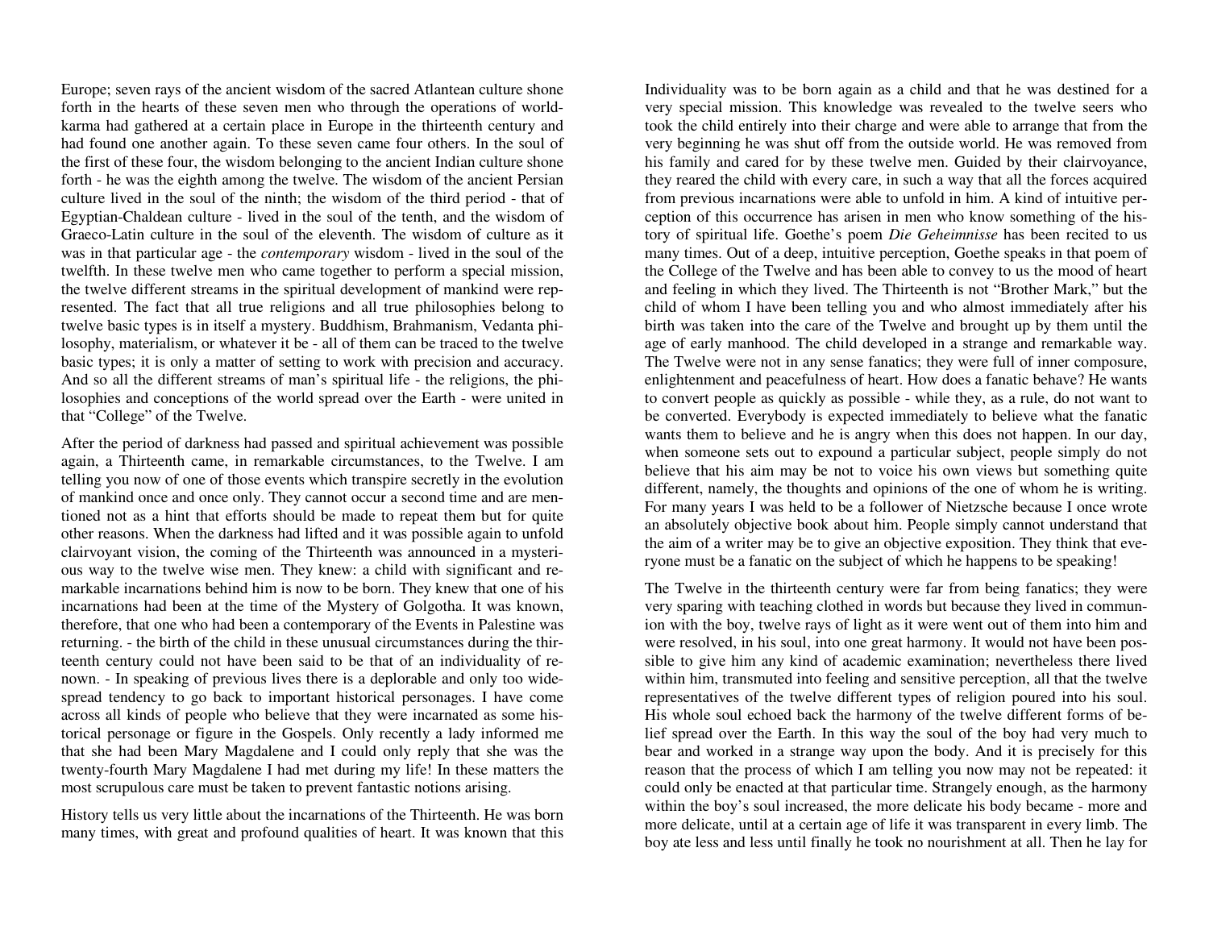Europe; seven rays of the ancient wisdom of the sacred Atlantean culture shone forth in the hearts of these seven men who through the operations of world-karma had gathered at a certain place in Europe in the thirteenth century and had found one another again. To these seven came four others. In the soul of the first of these four, the wisdom belonging to the ancient Indian culture shone forth - he was the eighth among the twelve. The wisdom of the ancient Persian culture lived in the soul of the ninth; the wisdom of the third period - that of Egyptian-Chaldean culture - lived in the soul of the tenth, and the wisdom of Graeco-Latin culture in the soul of the eleventh. The wisdom of culture as it was in that particular age - the *contemporary* wisdom - lived in the soul of the twelfth. In these twelve men who came together to perform a special mission, the twelve different streams in the spiritual development of mankind were represented. The fact that all true religions and all true philosophies belong to twelve basic types is in itself a mystery. Buddhism, Brahmanism, Vedanta philosophy, materialism, or whatever it be - all of them can be traced to the twelve basic types; it is only a matter of setting to work with precision and accuracy. And so all the different streams of man's spiritual life - the religions, the philosophies and conceptions of the world spread over the Earth - were united in that "College" of the Twelve.

After the period of darkness had passed and spiritual achievement was possible again, a Thirteenth came, in remarkable circumstances, to the Twelve. I am telling you now of one of those events which transpire secretly in the evolution of mankind once and once only. They cannot occur a second time and are mentioned not as a hint that efforts should be made to repeat them but for quite other reasons. When the darkness had lifted and it was possible again to unfold clairvoyant vision, the coming of the Thirteenth was announced in a mysterious way to the twelve wise men. They knew: a child with significant and remarkable incarnations behind him is now to be born. They knew that one of his incarnations had been at the time of the Mystery of Golgotha. It was known, therefore, that one who had been a contemporary of the Events in Palestine was returning. - the birth of the child in these unusual circumstances during the thirteenth century could not have been said to be that of an individuality of renown. - In speaking of previous lives there is a deplorable and only too widespread tendency to go back to important historical personages. I have come across all kinds of people who believe that they were incarnated as some historical personage or figure in the Gospels. Only recently a lady informed me that she had been Mary Magdalene and I could only reply that she was the twenty-fourth Mary Magdalene I had met during my life! In these matters the most scrupulous care must be taken to prevent fantastic notions arising.

History tells us very little about the incarnations of the Thirteenth. He was born many times, with great and profound qualities of heart. It was known that this Individuality was to be born again as a child and that he was destined for a very special mission. This knowledge was revealed to the twelve seers who took the child entirely into their charge and were able to arrange that from the very beginning he was shut off from the outside world. He was removed from his family and cared for by these twelve men. Guided by their clairvoyance, they reared the child with every care, in such a way that all the forces acquired from previous incarnations were able to unfold in him. A kind of intuitive perception of this occurrence has arisen in men who know something of the history of spiritual life. Goethe's poem *Die Geheimnisse* has been recited to us many times. Out of a deep, intuitive perception, Goethe speaks in that poem of the College of the Twelve and has been able to convey to us the mood of heart and feeling in which they lived. The Thirteenth is not "Brother Mark," but the child of whom I have been telling you and who almost immediately after his birth was taken into the care of the Twelve and brought up by them until the age of early manhood. The child developed in a strange and remarkable way. The Twelve were not in any sense fanatics; they were full of inner composure, enlightenment and peacefulness of heart. How does a fanatic behave? He wants to convert people as quickly as possible - while they, as a rule, do not want to be converted. Everybody is expected immediately to believe what the fanatic wants them to believe and he is angry when this does not happen. In our day, when someone sets out to expound a particular subject, people simply do not believe that his aim may be not to voice his own views but something quite different, namely, the thoughts and opinions of the one of whom he is writing. For many years I was held to be a follower of Nietzsche because I once wrote an absolutely objective book about him. People simply cannot understand that the aim of a writer may be to give an objective exposition. They think that everyone must be a fanatic on the subject of which he happens to be speaking!

The Twelve in the thirteenth century were far from being fanatics; they were very sparing with teaching clothed in words but because they lived in communion with the boy, twelve rays of light as it were went out of them into him and were resolved, in his soul, into one great harmony. It would not have been possible to give him any kind of academic examination; nevertheless there lived within him, transmuted into feeling and sensitive perception, all that the twelve representatives of the twelve different types of religion poured into his soul. His whole soul echoed back the harmony of the twelve different forms of belief spread over the Earth. In this way the soul of the boy had very much to bear and worked in a strange way upon the body. And it is precisely for this reason that the process of which I am telling you now may not be repeated: it could only be enacted at that particular time. Strangely enough, as the harmony within the boy's soul increased, the more delicate his body became - more and more delicate, until at a certain age of life it was transparent in every limb. The boy ate less and less until finally he took no nourishment at all. Then he lay for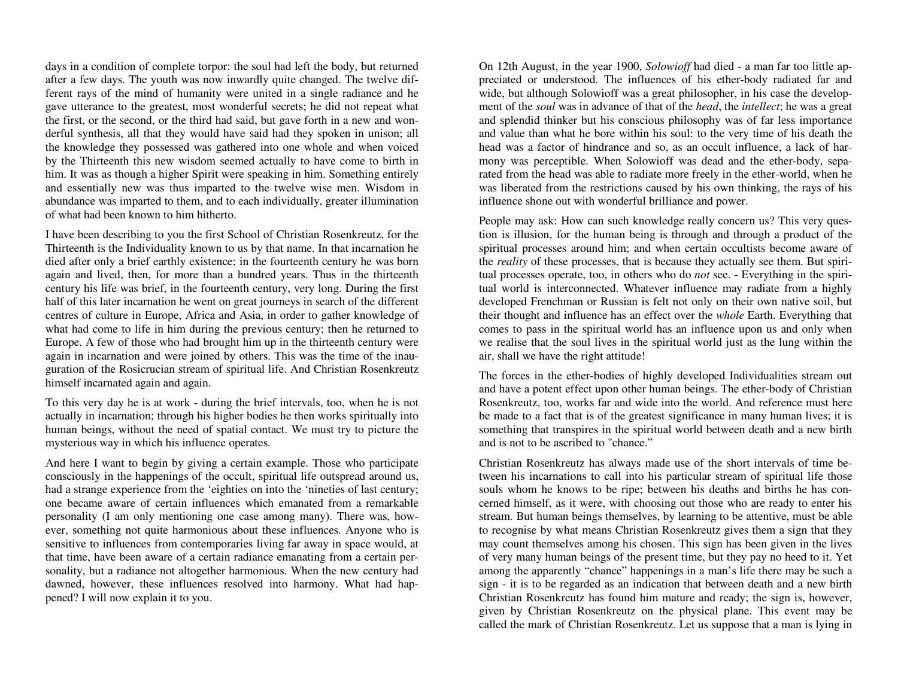days in a condition of complete torpor: the soul had left the body, but returned after a few days. The youth was now inwardly quite changed. The twelve different rays of the mind of humanity were united in a single radiance and he gave utterance to the greatest, most wonderful secrets; he did not repeat what the first, or the second, or the third had said, but gave forth in a new and wonderful synthesis, all that they would have said had they spoken in unison; all the knowledge they possessed was gathered into one whole and when voiced by the Thirteenth this new wisdom seemed actually to have come to birth in him. It was as though a higher Spirit were speaking in him. Something entirely and essentially new was thus imparted to the twelve wise men. Wisdom in abundance was imparted to them, and to each individually, greater illumination of what had been known to him hitherto.

I have been describing to you the first School of Christian Rosenkreutz, for the Thirteenth is the Individuality known to us by that name. In that incarnation he died after only a brief earthly existence; in the fourteenth century he was born again and lived, then, for more than a hundred years. Thus in the thirteenth century his life was brief, in the fourteenth century, very long. During the first half of this later incarnation he went on great journeys in search of the different centres of culture in Europe, Africa and Asia, in order to gather knowledge of what had come to life in him during the previous century; then he returned to Europe. A few of those who had brought him up in the thirteenth century were again in incarnation and were joined by others. This was the time of the inauguration of the Rosicrucian stream of spiritual life. And Christian Rosenkreutz himself incarnated again and again.

To this very day he is at work - during the brief intervals, too, when he is not actually in incarnation; through his higher bodies he then works spiritually into human beings, without the need of spatial contact. We must try to picture the mysterious way in which his influence operates.

And here I want to begin by giving a certain example. Those who participate consciously in the happenings of the occult, spiritual life outspread around us, had a strange experience from the 'eighties on into the 'nineties of last century; one became aware of certain influences which emanated from a remarkable personality (I am only mentioning one case among many). There was, however, something not quite harmonious about these influences. Anyone who is sensitive to influences from contemporaries living far away in space would, at that time, have been aware of a certain radiance emanating from a certain personality, but a radiance not altogether harmonious. When the new century had dawned, however, these influences resolved into harmony. What had happened? I will now explain it to you.

On 12th August, in the year 1900, *Solowioff* had died - a man far too little appreciated or understood. The influences of his ether-body radiated far and wide, but although Solowioff was a great philosopher, in his case the development of the *soul* was in advance of that of the *head*, the *intellect*; he was a great and splendid thinker but his conscious philosophy was of far less importance and value than what he bore within his soul: to the very time of his death the head was a factor of hindrance and so, as an occult influence, a lack of harmony was perceptible. When Solowioff was dead and the ether-body, separated from the head was able to radiate more freely in the ether-world, when he was liberated from the restrictions caused by his own thinking, the rays of his influence shone out with wonderful brilliance and power.

People may ask: How can such knowledge really concern us? This very question is illusion, for the human being is through and through a product of the spiritual processes around him; and when certain occultists become aware of the *reality* of these processes, that is because they actually see them. But spiritual processes operate, too, in others who do *not* see. - Everything in the spiritual world is interconnected. Whatever influence may radiate from a highly developed Frenchman or Russian is felt not only on their own native soil, but their thought and influence has an effect over the *whole* Earth. Everything that comes to pass in the spiritual world has an influence upon us and only when we realise that the soul lives in the spiritual world just as the lung within the air, shall we have the right attitude!

The forces in the ether-bodies of highly developed Individualities stream out and have a potent effect upon other human beings. The ether-body of Christian Rosenkreutz, too, works far and wide into the world. And reference must here be made to a fact that is of the greatest significance in many human lives; it is something that transpires in the spiritual world between death and a new birth and is not to be ascribed to "chance."

Christian Rosenkreutz has always made use of the short intervals of time between his incarnations to call into his particular stream of spiritual life those souls whom he knows to be ripe; between his deaths and births he has concerned himself, as it were, with choosing out those who are ready to enter his stream. But human beings themselves, by learning to be attentive, must be able to recognise by what means Christian Rosenkreutz gives them a sign that they may count themselves among his chosen. This sign has been given in the lives of very many human beings of the present time, but they pay no heed to it. Yet among the apparently "chance" happenings in a man's life there may be such a sign - it is to be regarded as an indication that between death and a new birth Christian Rosenkreutz has found him mature and ready; the sign is, however, given by Christian Rosenkreutz on the physical plane. This event may be called the mark of Christian Rosenkreutz. Let us suppose that a man is lying in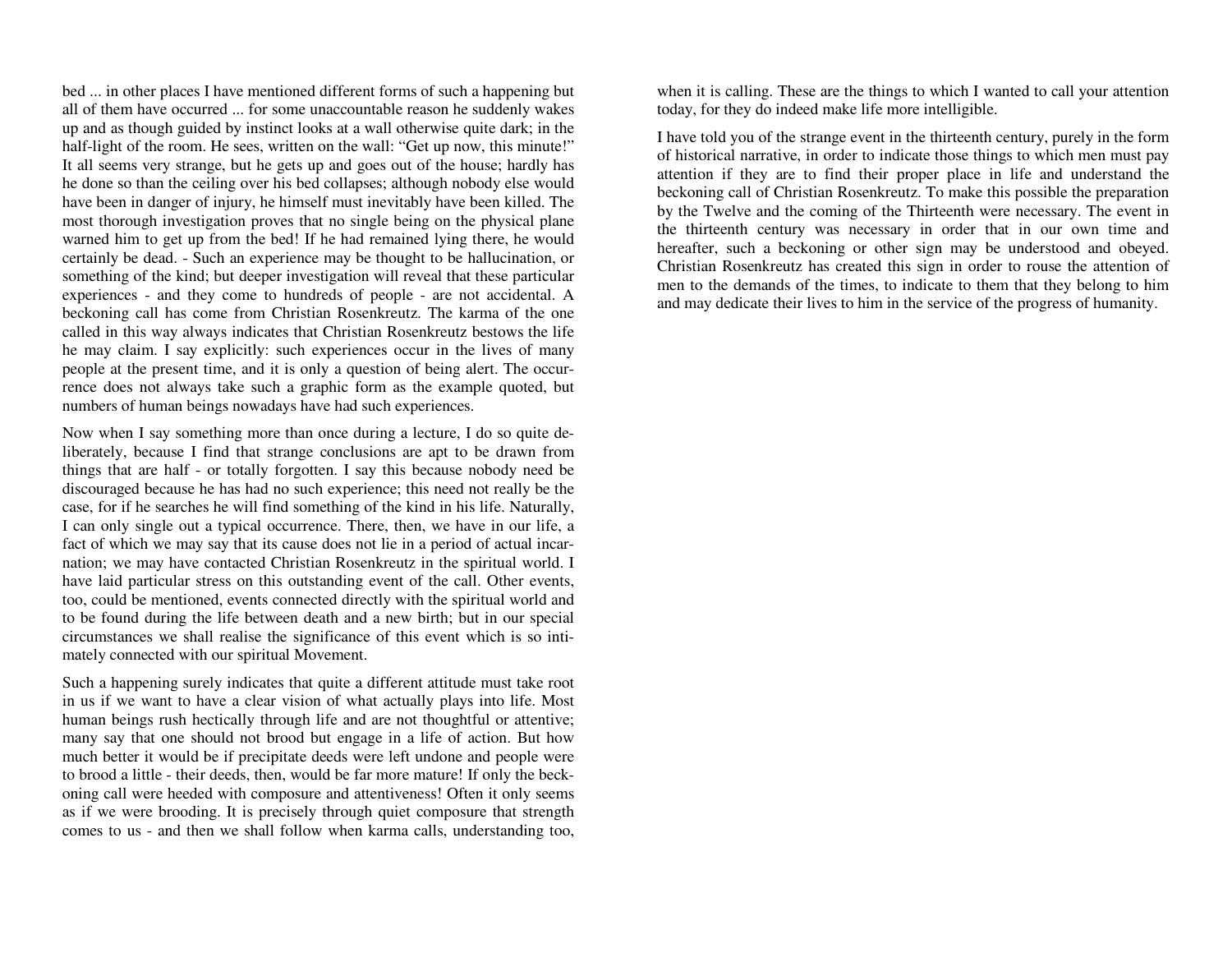bed ... in other places I have mentioned different forms of such a happening but all of them have occurred ... for some unaccountable reason he suddenly wakes up and as though guided by instinct looks at a wall otherwise quite dark; in the half-light of the room. He sees, written on the wall: "Get up now, this minute!" It all seems very strange, but he gets up and goes out of the house; hardly has he done so than the ceiling over his bed collapses; although nobody else would have been in danger of injury, he himself must inevitably have been killed. The most thorough investigation proves that no single being on the physical plane warned him to get up from the bed! If he had remained lying there, he would certainly be dead. - Such an experience may be thought to be hallucination, or something of the kind; but deeper investigation will reveal that these particular experiences - and they come to hundreds of people - are not accidental. A beckoning call has come from Christian Rosenkreutz. The karma of the one called in this way always indicates that Christian Rosenkreutz bestows the life he may claim. I say explicitly: such experiences occur in the lives of many people at the present time, and it is only a question of being alert. The occurrence does not always take such a graphic form as the example quoted, but numbers of human beings nowadays have had such experiences.

Now when I say something more than once during a lecture, I do so quite deliberately, because I find that strange conclusions are apt to be drawn from things that are half - or totally forgotten. I say this because nobody need be discouraged because he has had no such experience; this need not really be the case, for if he searches he will find something of the kind in his life. Naturally, I can only single out a typical occurrence. There, then, we have in our life, a fact of which we may say that its cause does not lie in a period of actual incarnation; we may have contacted Christian Rosenkreutz in the spiritual world. I have laid particular stress on this outstanding event of the call. Other events, too, could be mentioned, events connected directly with the spiritual world and to be found during the life between death and a new birth; but in our special circumstances we shall realise the significance of this event which is so intimately connected with our spiritual Movement.

Such a happening surely indicates that quite a different attitude must take root in us if we want to have a clear vision of what actually plays into life. Most human beings rush hectically through life and are not thoughtful or attentive; many say that one should not brood but engage in a life of action. But how much better it would be if precipitate deeds were left undone and people were to brood a little - their deeds, then, would be far more mature! If only the beckoning call were heeded with composure and attentiveness! Often it only seems as if we were brooding. It is precisely through quiet composure that strength comes to us - and then we shall follow when karma calls, understanding too, when it is calling. These are the things to which I wanted to call your attention today, for they do indeed make life more intelligible.

I have told you of the strange event in the thirteenth century, purely in the form of historical narrative, in order to indicate those things to which men must pay attention if they are to find their proper place in life and understand the beckoning call of Christian Rosenkreutz. To make this possible the preparation by the Twelve and the coming of the Thirteenth were necessary. The event in the thirteenth century was necessary in order that in our own time and hereafter, such a beckoning or other sign may be understood and obeyed. Christian Rosenkreutz has created this sign in order to rouse the attention of men to the demands of the times, to indicate to them that they belong to him and may dedicate their lives to him in the service of the progress of humanity.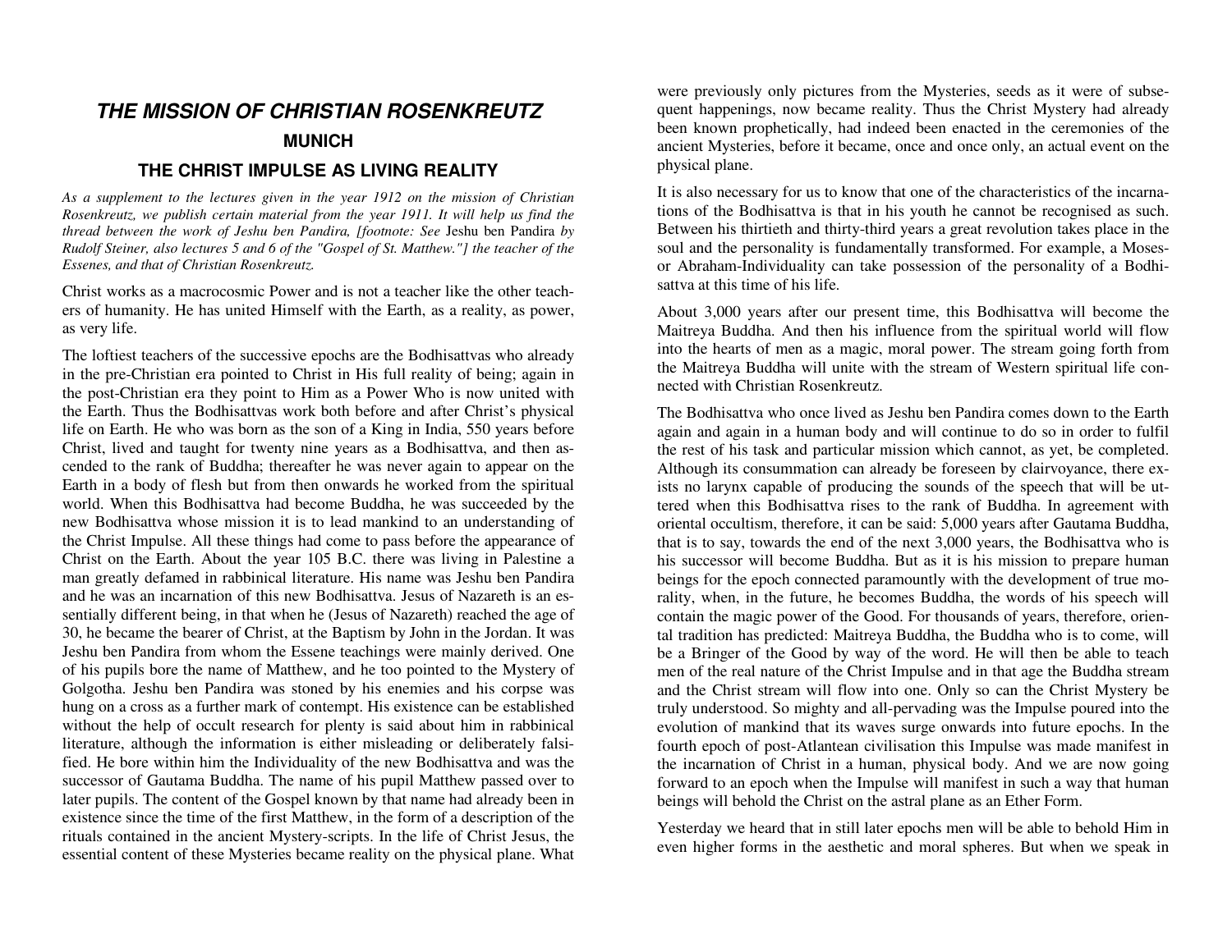# *THE MISSION OF CHRISTIAN ROSENKREUTZ*

## MUNICH

## THE CHRIST IMPULSE AS LIVING REALITY

*As a supplement to the lectures given in the year 1912 on the mission of Christian Rosenkreutz, we publish certain material from the year 1911. It will help us find the thread between the work of Jeshu ben Pandira, [footnote: See* Jeshu ben Pandira *by Rudolf Steiner, also lectures 5 and 6 of the "Gospel of St. Matthew."] the teacher of the Essenes, and that of Christian Rosenkreutz.*

Christ works as a macrocosmic Power and is not a teacher like the other teachers of humanity. He has united Himself with the Earth, as a reality, as power, as very life.

The loftiest teachers of the successive epochs are the Bodhisattvas who already in the pre-Christian era pointed to Christ in His full reality of being; again in the post-Christian era they point to Him as a Power Who is now united with the Earth. Thus the Bodhisattvas work both before and after Christ's physical life on Earth. He who was born as the son of a King in India, 550 years before Christ, lived and taught for twenty nine years as a Bodhisattva, and then ascended to the rank of Buddha; thereafter he was never again to appear on the Earth in a body of flesh but from then onwards he worked from the spiritual world. When this Bodhisattva had become Buddha, he was succeeded by the new Bodhisattva whose mission it is to lead mankind to an understanding of the Christ Impulse. All these things had come to pass before the appearance of Christ on the Earth. About the year 105 B.C. there was living in Palestine a man greatly defamed in rabbinical literature. His name was Jeshu ben Pandira and he was an incarnation of this new Bodhisattva. Jesus of Nazareth is an essentially different being, in that when he (Jesus of Nazareth) reached the age of 30, he became the bearer of Christ, at the Baptism by John in the Jordan. It was Jeshu ben Pandira from whom the Essene teachings were mainly derived. One of his pupils bore the name of Matthew, and he too pointed to the Mystery of Golgotha. Jeshu ben Pandira was stoned by his enemies and his corpse was hung on a cross as a further mark of contempt. His existence can be established without the help of occult research for plenty is said about him in rabbinical literature, although the information is either misleading or deliberately falsified. He bore within him the Individuality of the new Bodhisattva and was the successor of Gautama Buddha. The name of his pupil Matthew passed over to later pupils. The content of the Gospel known by that name had already been in existence since the time of the first Matthew, in the form of a description of the rituals contained in the ancient Mystery-scripts. In the life of Christ Jesus, the essential content of these Mysteries became reality on the physical plane. What were previously only pictures from the Mysteries, seeds as it were of subsequent happenings, now became reality. Thus the Christ Mystery had already been known prophetically, had indeed been enacted in the ceremonies of the ancient Mysteries, before it became, once and once only, an actual event on the physical plane.

It is also necessary for us to know that one of the characteristics of the incarnations of the Bodhisattva is that in his youth he cannot be recognised as such. Between his thirtieth and thirty-third years a great revolution takes place in the soul and the personality is fundamentally transformed. For example, a Moses- or Abraham-Individuality can take possession of the personality of a Bodhisattva at this time of his life.

About 3,000 years after our present time, this Bodhisattva will become the Maitreya Buddha. And then his influence from the spiritual world will flow into the hearts of men as a magic, moral power. The stream going forth from the Maitreya Buddha will unite with the stream of Western spiritual life connected with Christian Rosenkreutz.

The Bodhisattva who once lived as Jeshu ben Pandira comes down to the Earth again and again in a human body and will continue to do so in order to fulfil the rest of his task and particular mission which cannot, as yet, be completed. Although its consummation can already be foreseen by clairvoyance, there exists no larynx capable of producing the sounds of the speech that will be uttered when this Bodhisattva rises to the rank of Buddha. In agreement with oriental occultism, therefore, it can be said: 5,000 years after Gautama Buddha, that is to say, towards the end of the next 3,000 years, the Bodhisattva who is his successor will become Buddha. But as it is his mission to prepare human beings for the epoch connected paramountly with the development of true morality, when, in the future, he becomes Buddha, the words of his speech will contain the magic power of the Good. For thousands of years, therefore, oriental tradition has predicted: Maitreya Buddha, the Buddha who is to come, will be a Bringer of the Good by way of the word. He will then be able to teach men of the real nature of the Christ Impulse and in that age the Buddha stream and the Christ stream will flow into one. Only so can the Christ Mystery be truly understood. So mighty and all-pervading was the Impulse poured into the evolution of mankind that its waves surge onwards into future epochs. In the fourth epoch of post-Atlantean civilisation this Impulse was made manifest in the incarnation of Christ in a human, physical body. And we are now going forward to an epoch when the Impulse will manifest in such a way that human beings will behold the Christ on the astral plane as an Ether Form.

Yesterday we heard that in still later epochs men will be able to behold Him in even higher forms in the aesthetic and moral spheres. But when we speak in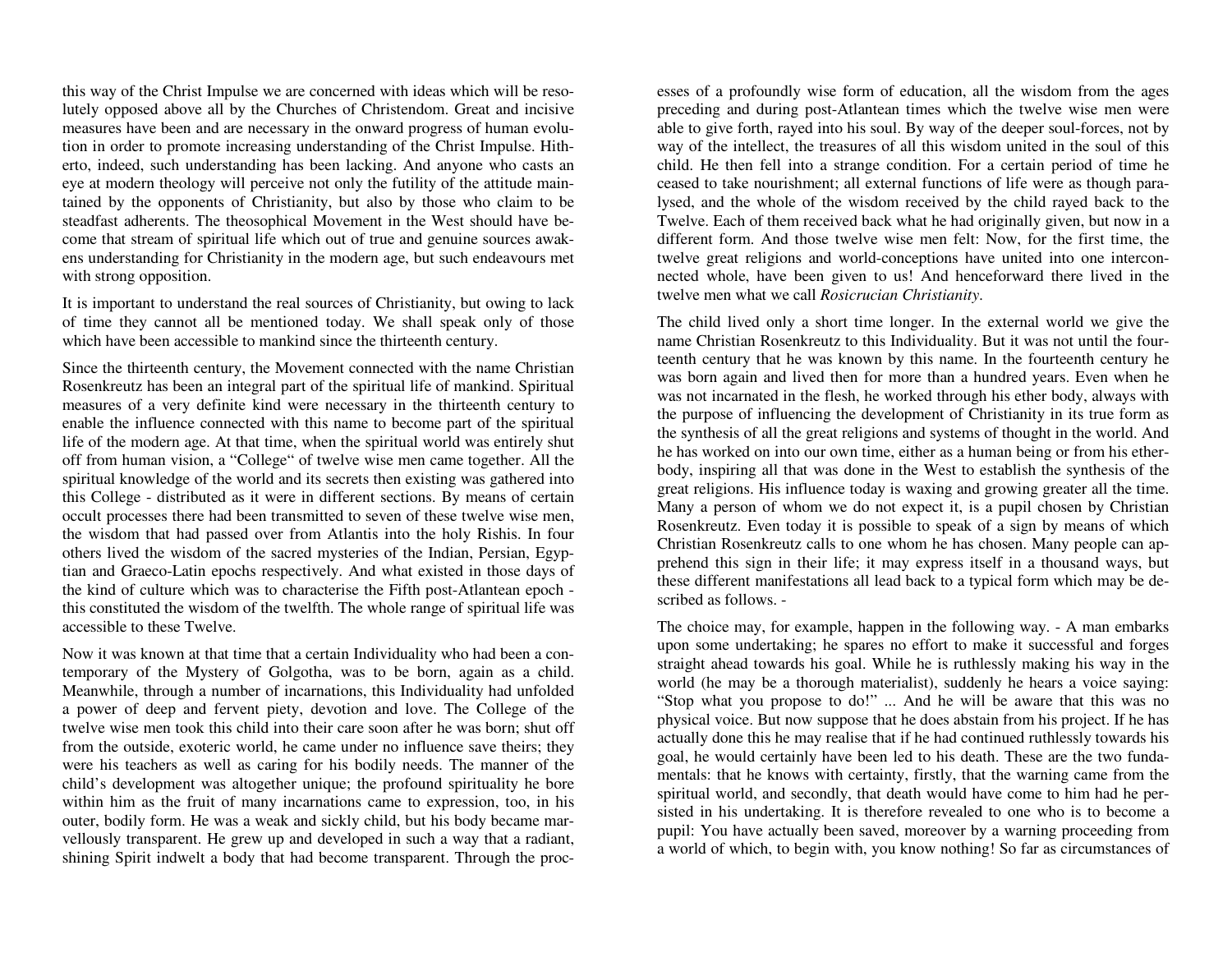this way of the Christ Impulse we are concerned with ideas which will be resolutely opposed above all by the Churches of Christendom. Great and incisive measures have been and are necessary in the onward progress of human evolution in order to promote increasing understanding of the Christ Impulse. Hitherto, indeed, such understanding has been lacking. And anyone who casts an eye at modern theology will perceive not only the futility of the attitude maintained by the opponents of Christianity, but also by those who claim to be steadfast adherents. The theosophical Movement in the West should have become that stream of spiritual life which out of true and genuine sources awakens understanding for Christianity in the modern age, but such endeavours met with strong opposition.

It is important to understand the real sources of Christianity, but owing to lack of time they cannot all be mentioned today. We shall speak only of those which have been accessible to mankind since the thirteenth century.

Since the thirteenth century, the Movement connected with the name Christian Rosenkreutz has been an integral part of the spiritual life of mankind. Spiritual measures of a very definite kind were necessary in the thirteenth century to enable the influence connected with this name to become part of the spiritual life of the modern age. At that time, when the spiritual world was entirely shut off from human vision, a "College" of twelve wise men came together. All the spiritual knowledge of the world and its secrets then existing was gathered into this College - distributed as it were in different sections. By means of certain occult processes there had been transmitted to seven of these twelve wise men, the wisdom that had passed over from Atlantis into the holy Rishis. In four others lived the wisdom of the sacred mysteries of the Indian, Persian, Egyptian and Graeco-Latin epochs respectively. And what existed in those days of the kind of culture which was to characterise the Fifth post-Atlantean epoch - this constituted the wisdom of the twelfth. The whole range of spiritual life was accessible to these Twelve.

Now it was known at that time that a certain Individuality who had been a contemporary of the Mystery of Golgotha, was to be born, again as a child. Meanwhile, through a number of incarnations, this Individuality had unfolded a power of deep and fervent piety, devotion and love. The College of the twelve wise men took this child into their care soon after he was born; shut off from the outside, exoteric world, he came under no influence save theirs; they were his teachers as well as caring for his bodily needs. The manner of the child's development was altogether unique; the profound spirituality he bore within him as the fruit of many incarnations came to expression, too, in his outer, bodily form. He was a weak and sickly child, but his body became marvellously transparent. He grew up and developed in such a way that a radiant, shining Spirit indwelt a body that had become transparent. Through the processes of a profoundly wise form of education, all the wisdom from the ages preceding and during post-Atlantean times which the twelve wise men were able to give forth, rayed into his soul. By way of the deeper soul-forces, not by way of the intellect, the treasures of all this wisdom united in the soul of this child. He then fell into a strange condition. For a certain period of time he ceased to take nourishment; all external functions of life were as though paralysed, and the whole of the wisdom received by the child rayed back to the Twelve. Each of them received back what he had originally given, but now in a different form. And those twelve wise men felt: Now, for the first time, the twelve great religions and world-conceptions have united into one interconnected whole, have been given to us! And henceforward there lived in the twelve men what we call *Rosicrucian Christianity*.

The child lived only a short time longer. In the external world we give the name Christian Rosenkreutz to this Individuality. But it was not until the fourteenth century that he was known by this name. In the fourteenth century he was born again and lived then for more than a hundred years. Even when he was not incarnated in the flesh, he worked through his ether body, always with the purpose of influencing the development of Christianity in its true form as the synthesis of all the great religions and systems of thought in the world. And he has worked on into our own time, either as a human being or from his ether-body, inspiring all that was done in the West to establish the synthesis of the great religions. His influence today is waxing and growing greater all the time. Many a person of whom we do not expect it, is a pupil chosen by Christian Rosenkreutz. Even today it is possible to speak of a sign by means of which Christian Rosenkreutz calls to one whom he has chosen. Many people can apprehend this sign in their life; it may express itself in a thousand ways, but these different manifestations all lead back to a typical form which may be described as follows. -

The choice may, for example, happen in the following way. - A man embarks upon some undertaking; he spares no effort to make it successful and forges straight ahead towards his goal. While he is ruthlessly making his way in the world (he may be a thorough materialist), suddenly he hears a voice saying: "Stop what you propose to do!" ... And he will be aware that this was no physical voice. But now suppose that he does abstain from his project. If he has actually done this he may realise that if he had continued ruthlessly towards his goal, he would certainly have been led to his death. These are the two fundamentals: that he knows with certainty, firstly, that the warning came from the spiritual world, and secondly, that death would have come to him had he persisted in his undertaking. It is therefore revealed to one who is to become a pupil: You have actually been saved, moreover by a warning proceeding from a world of which, to begin with, you know nothing! So far as circumstances of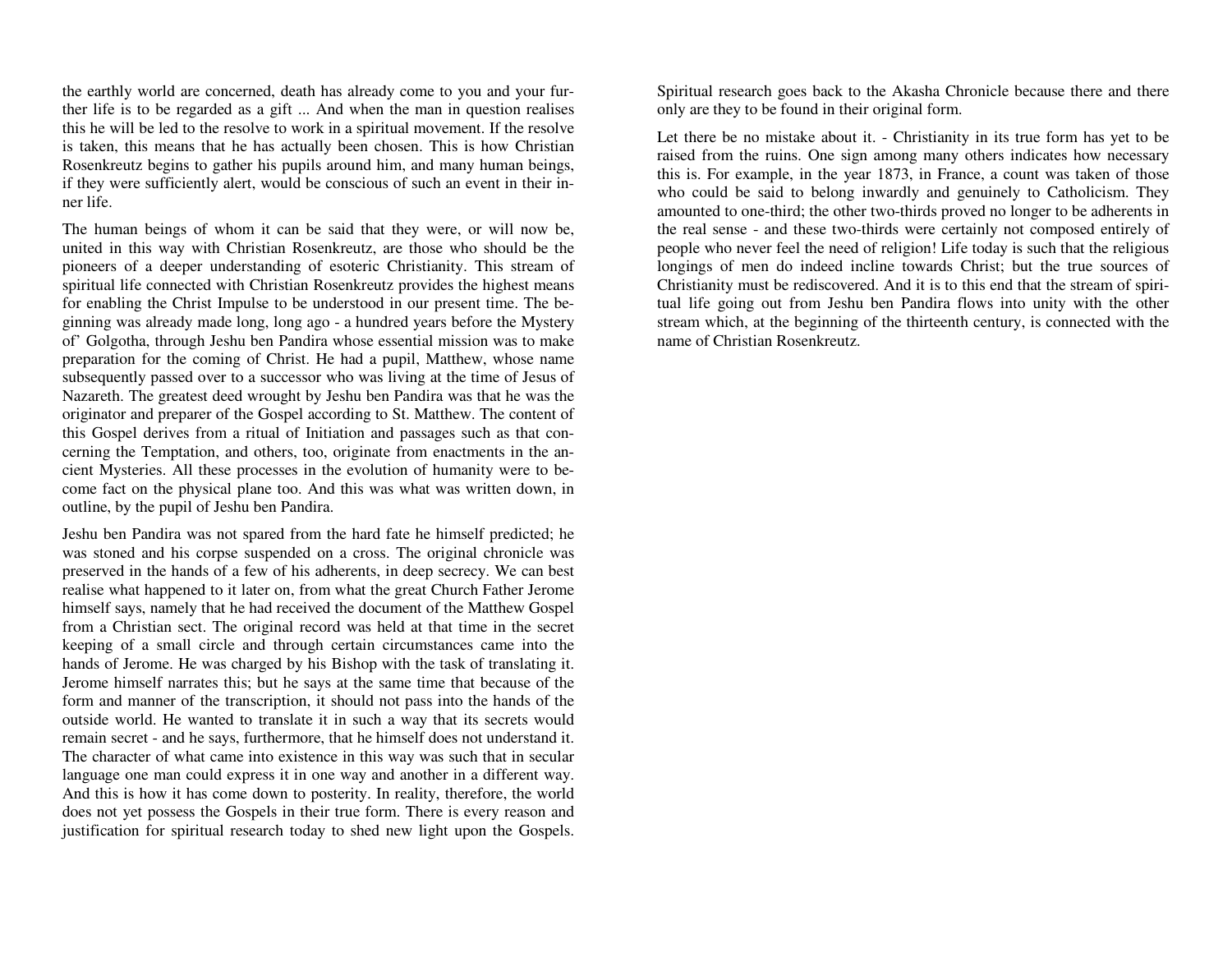the earthly world are concerned, death has already come to you and your further life is to be regarded as a gift ... And when the man in question realises this he will be led to the resolve to work in a spiritual movement. If the resolve is taken, this means that he has actually been chosen. This is how Christian Rosenkreutz begins to gather his pupils around him, and many human beings, if they were sufficiently alert, would be conscious of such an event in their inner life.

The human beings of whom it can be said that they were, or will now be, united in this way with Christian Rosenkreutz, are those who should be the pioneers of a deeper understanding of esoteric Christianity. This stream of spiritual life connected with Christian Rosenkreutz provides the highest means for enabling the Christ Impulse to be understood in our present time. The beginning was already made long, long ago - a hundred years before the Mystery of' Golgotha, through Jeshu ben Pandira whose essential mission was to make preparation for the coming of Christ. He had a pupil, Matthew, whose name subsequently passed over to a successor who was living at the time of Jesus of Nazareth. The greatest deed wrought by Jeshu ben Pandira was that he was the originator and preparer of the Gospel according to St. Matthew. The content of this Gospel derives from a ritual of Initiation and passages such as that concerning the Temptation, and others, too, originate from enactments in the ancient Mysteries. All these processes in the evolution of humanity were to become fact on the physical plane too. And this was what was written down, in outline, by the pupil of Jeshu ben Pandira.

Jeshu ben Pandira was not spared from the hard fate he himself predicted; he was stoned and his corpse suspended on a cross. The original chronicle was preserved in the hands of a few of his adherents, in deep secrecy. We can best realise what happened to it later on, from what the great Church Father Jerome himself says, namely that he had received the document of the Matthew Gospel from a Christian sect. The original record was held at that time in the secret keeping of a small circle and through certain circumstances came into the hands of Jerome. He was charged by his Bishop with the task of translating it. Jerome himself narrates this; but he says at the same time that because of the form and manner of the transcription, it should not pass into the hands of the outside world. He wanted to translate it in such a way that its secrets would remain secret - and he says, furthermore, that he himself does not understand it. The character of what came into existence in this way was such that in secular language one man could express it in one way and another in a different way. And this is how it has come down to posterity. In reality, therefore, the world does not yet possess the Gospels in their true form. There is every reason and justification for spiritual research today to shed new light upon the Gospels. Spiritual research goes back to the Akasha Chronicle because there and there only are they to be found in their original form.

Let there be no mistake about it. - Christianity in its true form has yet to be raised from the ruins. One sign among many others indicates how necessary this is. For example, in the year 1873, in France, a count was taken of those who could be said to belong inwardly and genuinely to Catholicism. They amounted to one-third; the other two-thirds proved no longer to be adherents in the real sense - and these two-thirds were certainly not composed entirely of people who never feel the need of religion! Life today is such that the religious longings of men do indeed incline towards Christ; but the true sources of Christianity must be rediscovered. And it is to this end that the stream of spiritual life going out from Jeshu ben Pandira flows into unity with the other stream which, at the beginning of the thirteenth century, is connected with the name of Christian Rosenkreutz.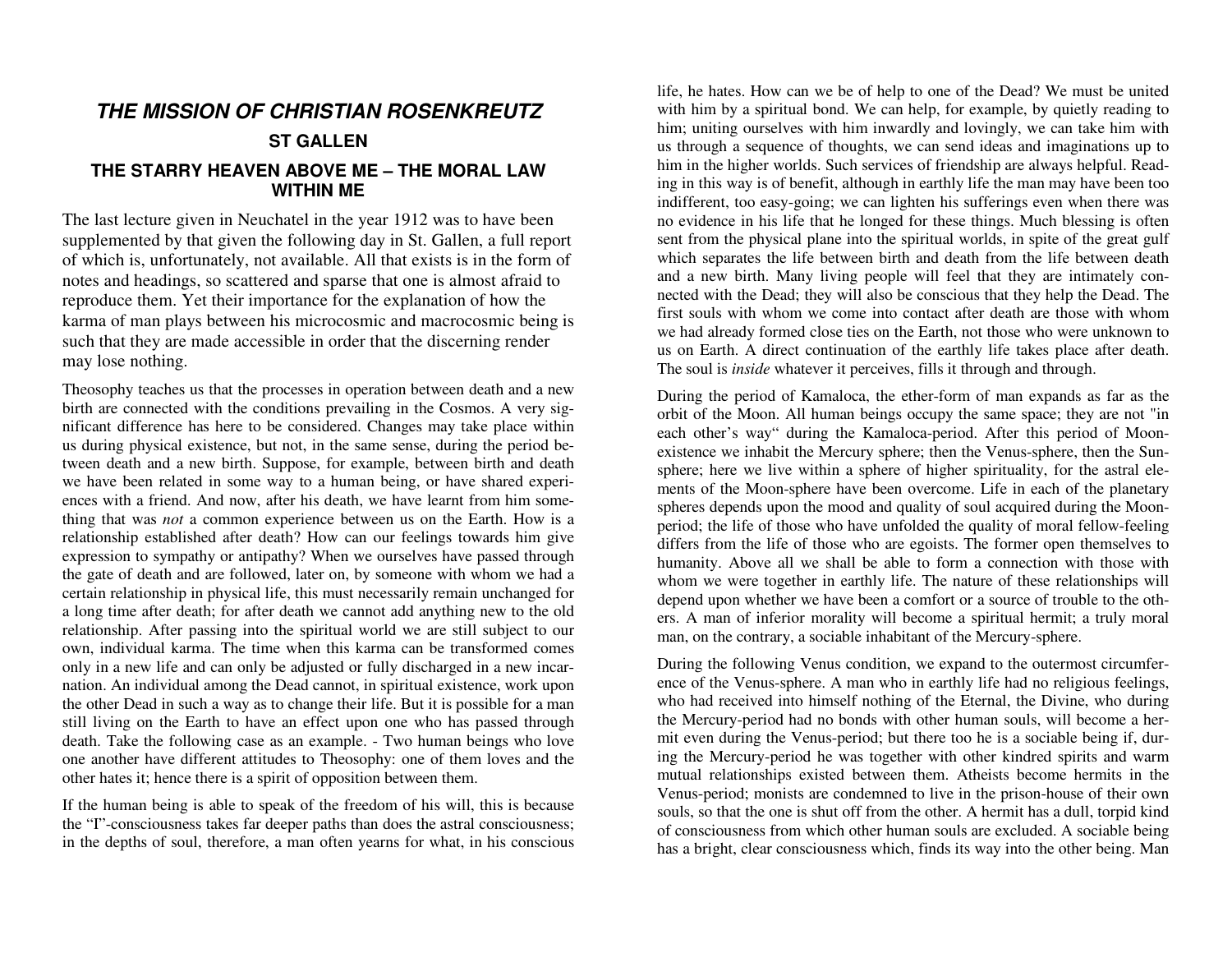# *THE MISSION OF CHRISTIAN ROSENKREUTZ*

## ST GALLEN

### THE STARRY HEAVEN ABOVE ME – THE MORAL LAW WITHIN ME

The last lecture given in Neuchatel in the year 1912 was to have been supplemented by that given the following day in St. Gallen, a full report of which is, unfortunately, not available. All that exists is in the form of notes and headings, so scattered and sparse that one is almost afraid to reproduce them. Yet their importance for the explanation of how the karma of man plays between his microcosmic and macrocosmic being is such that they are made accessible in order that the discerning render may lose nothing.

Theosophy teaches us that the processes in operation between death and a new birth are connected with the conditions prevailing in the Cosmos. A very significant difference has here to be considered. Changes may take place within us during physical existence, but not, in the same sense, during the period between death and a new birth. Suppose, for example, between birth and death we have been related in some way to a human being, or have shared experiences with a friend. And now, after his death, we have learnt from him something that was *not* a common experience between us on the Earth. How is a relationship established after death? How can our feelings towards him give expression to sympathy or antipathy? When we ourselves have passed through the gate of death and are followed, later on, by someone with whom we had a certain relationship in physical life, this must necessarily remain unchanged for a long time after death; for after death we cannot add anything new to the old relationship. After passing into the spiritual world we are still subject to our own, individual karma. The time when this karma can be transformed comes only in a new life and can only be adjusted or fully discharged in a new incarnation. An individual among the Dead cannot, in spiritual existence, work upon the other Dead in such a way as to change their life. But it is possible for a man still living on the Earth to have an effect upon one who has passed through death. Take the following case as an example. - Two human beings who love one another have different attitudes to Theosophy: one of them loves and the other hates it; hence there is a spirit of opposition between them.

If the human being is able to speak of the freedom of his will, this is because the "I"-consciousness takes far deeper paths than does the astral consciousness; in the depths of soul, therefore, a man often yearns for what, in his conscious life, he hates. How can we be of help to one of the Dead? We must be united with him by a spiritual bond. We can help, for example, by quietly reading to him; uniting ourselves with him inwardly and lovingly, we can take him with us through a sequence of thoughts, we can send ideas and imaginations up to him in the higher worlds. Such services of friendship are always helpful. Reading in this way is of benefit, although in earthly life the man may have been too indifferent, too easy-going; we can lighten his sufferings even when there was no evidence in his life that he longed for these things. Much blessing is often sent from the physical plane into the spiritual worlds, in spite of the great gulf which separates the life between birth and death from the life between death and a new birth. Many living people will feel that they are intimately connected with the Dead; they will also be conscious that they help the Dead. The first souls with whom we come into contact after death are those with whom we had already formed close ties on the Earth, not those who were unknown to us on Earth. A direct continuation of the earthly life takes place after death. The soul is *inside* whatever it perceives, fills it through and through.

During the period of Kamaloca, the ether-form of man expands as far as the orbit of the Moon. All human beings occupy the same space; they are not "in each other's way" during the Kamaloca-period. After this period of Moon-existence we inhabit the Mercury sphere; then the Venus-sphere, then the Sun-sphere; here we live within a sphere of higher spirituality, for the astral elements of the Moon-sphere have been overcome. Life in each of the planetary spheres depends upon the mood and quality of soul acquired during the Moon-period; the life of those who have unfolded the quality of moral fellow-feeling differs from the life of those who are egoists. The former open themselves to humanity. Above all we shall be able to form a connection with those with whom we were together in earthly life. The nature of these relationships will depend upon whether we have been a comfort or a source of trouble to the others. A man of inferior morality will become a spiritual hermit; a truly moral man, on the contrary, a sociable inhabitant of the Mercury-sphere.

During the following Venus condition, we expand to the outermost circumference of the Venus-sphere. A man who in earthly life had no religious feelings, who had received into himself nothing of the Eternal, the Divine, who during the Mercury-period had no bonds with other human souls, will become a hermit even during the Venus-period; but there too he is a sociable being if, during the Mercury-period he was together with other kindred spirits and warm mutual relationships existed between them. Atheists become hermits in the Venus-period; monists are condemned to live in the prison-house of their own souls, so that the one is shut off from the other. A hermit has a dull, torpid kind of consciousness from which other human souls are excluded. A sociable being has a bright, clear consciousness which, finds its way into the other being. Man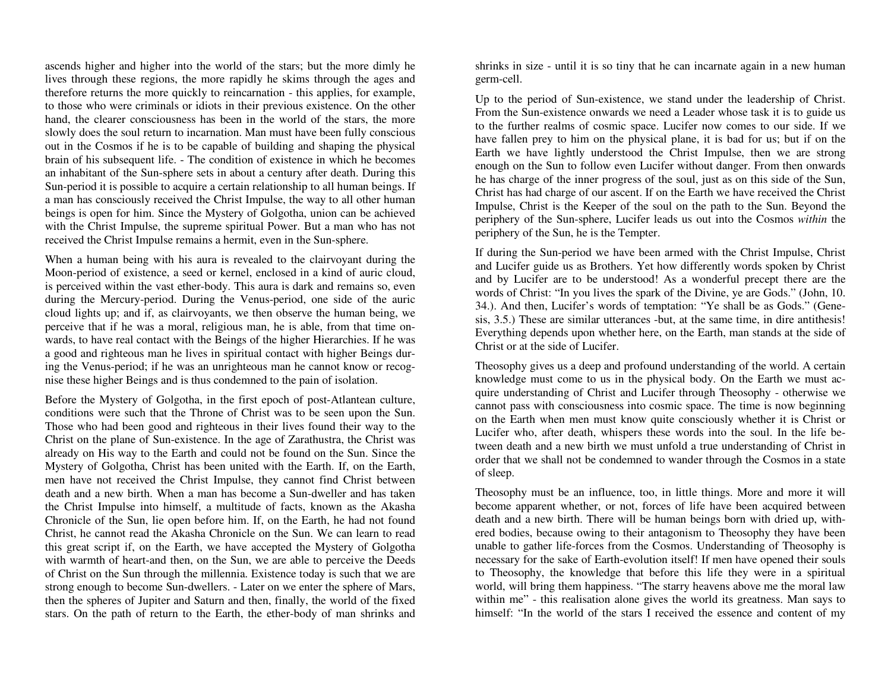ascends higher and higher into the world of the stars; but the more dimly he lives through these regions, the more rapidly he skims through the ages and therefore returns the more quickly to reincarnation - this applies, for example, to those who were criminals or idiots in their previous existence. On the other hand, the clearer consciousness has been in the world of the stars, the more slowly does the soul return to incarnation. Man must have been fully conscious out in the Cosmos if he is to be capable of building and shaping the physical brain of his subsequent life. - The condition of existence in which he becomes an inhabitant of the Sun-sphere sets in about a century after death. During this Sun-period it is possible to acquire a certain relationship to all human beings. If a man has consciously received the Christ Impulse, the way to all other human beings is open for him. Since the Mystery of Golgotha, union can be achieved with the Christ Impulse, the supreme spiritual Power. But a man who has not received the Christ Impulse remains a hermit, even in the Sun-sphere.

When a human being with his aura is revealed to the clairvoyant during the Moon-period of existence, a seed or kernel, enclosed in a kind of auric cloud, is perceived within the vast ether-body. This aura is dark and remains so, even during the Mercury-period. During the Venus-period, one side of the auric cloud lights up; and if, as clairvoyants, we then observe the human being, we perceive that if he was a moral, religious man, he is able, from that time onwards, to have real contact with the Beings of the higher Hierarchies. If he was a good and righteous man he lives in spiritual contact with higher Beings during the Venus-period; if he was an unrighteous man he cannot know or recognise these higher Beings and is thus condemned to the pain of isolation.

Before the Mystery of Golgotha, in the first epoch of post-Atlantean culture, conditions were such that the Throne of Christ was to be seen upon the Sun. Those who had been good and righteous in their lives found their way to the Christ on the plane of Sun-existence. In the age of Zarathustra, the Christ was already on His way to the Earth and could not be found on the Sun. Since the Mystery of Golgotha, Christ has been united with the Earth. If, on the Earth, men have not received the Christ Impulse, they cannot find Christ between death and a new birth. When a man has become a Sun-dweller and has taken the Christ Impulse into himself, a multitude of facts, known as the Akasha Chronicle of the Sun, lie open before him. If, on the Earth, he had not found Christ, he cannot read the Akasha Chronicle on the Sun. We can learn to read this great script if, on the Earth, we have accepted the Mystery of Golgotha with warmth of heart-and then, on the Sun, we are able to perceive the Deeds of Christ on the Sun through the millennia. Existence today is such that we are strong enough to become Sun-dwellers. - Later on we enter the sphere of Mars, then the spheres of Jupiter and Saturn and then, finally, the world of the fixed stars. On the path of return to the Earth, the ether-body of man shrinks and shrinks in size - until it is so tiny that he can incarnate again in a new human germ-cell.

Up to the period of Sun-existence, we stand under the leadership of Christ. From the Sun-existence onwards we need a Leader whose task it is to guide us to the further realms of cosmic space. Lucifer now comes to our side. If we have fallen prey to him on the physical plane, it is bad for us; but if on the Earth we have lightly understood the Christ Impulse, then we are strong enough on the Sun to follow even Lucifer without danger. From then onwards he has charge of the inner progress of the soul, just as on this side of the Sun, Christ has had charge of our ascent. If on the Earth we have received the Christ Impulse, Christ is the Keeper of the soul on the path to the Sun. Beyond the periphery of the Sun-sphere, Lucifer leads us out into the Cosmos *within* the periphery of the Sun, he is the Tempter.

If during the Sun-period we have been armed with the Christ Impulse, Christ and Lucifer guide us as Brothers. Yet how differently words spoken by Christ and by Lucifer are to be understood! As a wonderful precept there are the words of Christ: "In you lives the spark of the Divine, ye are Gods." (John, 10. 34.). And then, Lucifer's words of temptation: "Ye shall be as Gods." (Genesis, 3.5.) These are similar utterances -but, at the same time, in dire antithesis! Everything depends upon whether here, on the Earth, man stands at the side of Christ or at the side of Lucifer.

Theosophy gives us a deep and profound understanding of the world. A certain knowledge must come to us in the physical body. On the Earth we must acquire understanding of Christ and Lucifer through Theosophy - otherwise we cannot pass with consciousness into cosmic space. The time is now beginning on the Earth when men must know quite consciously whether it is Christ or Lucifer who, after death, whispers these words into the soul. In the life between death and a new birth we must unfold a true understanding of Christ in order that we shall not be condemned to wander through the Cosmos in a state of sleep.

Theosophy must be an influence, too, in little things. More and more it will become apparent whether, or not, forces of life have been acquired between death and a new birth. There will be human beings born with dried up, withered bodies, because owing to their antagonism to Theosophy they have been unable to gather life-forces from the Cosmos. Understanding of Theosophy is necessary for the sake of Earth-evolution itself! If men have opened their souls to Theosophy, the knowledge that before this life they were in a spiritual world, will bring them happiness. "The starry heavens above me the moral law within me" - this realisation alone gives the world its greatness. Man says to himself: "In the world of the stars I received the essence and content of my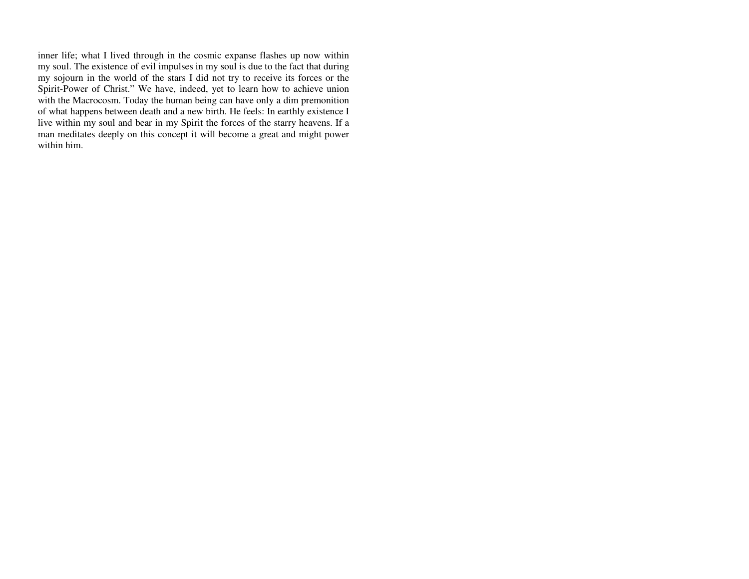inner life; what I lived through in the cosmic expanse flashes up now within my soul. The existence of evil impulses in my soul is due to the fact that during my sojourn in the world of the stars I did not try to receive its forces or the Spirit-Power of Christ." We have, indeed, yet to learn how to achieve union with the Macrocosm. Today the human being can have only a dim premonition of what happens between death and a new birth. He feels: In earthly existence I live within my soul and bear in my Spirit the forces of the starry heavens. If a man meditates deeply on this concept it will become a great and might power within him.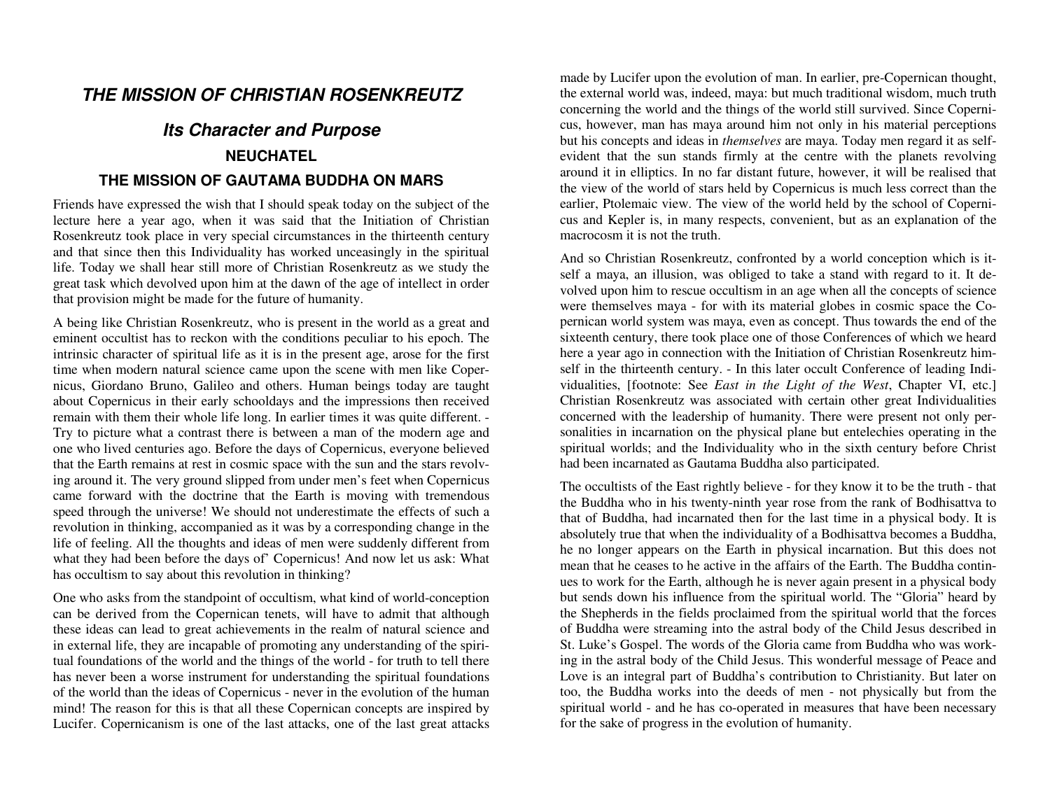## *THE MISSION OF CHRISTIAN ROSENKREUTZ*

### *Its Character and Purpose*

### NEUCHATEL

### THE MISSION OF GAUTAMA BUDDHA ON MARS

Friends have expressed the wish that I should speak today on the subject of the lecture here a year ago, when it was said that the Initiation of Christian Rosenkreutz took place in very special circumstances in the thirteenth century and that since then this Individuality has worked unceasingly in the spiritual life. Today we shall hear still more of Christian Rosenkreutz as we study the great task which devolved upon him at the dawn of the age of intellect in order that provision might be made for the future of humanity.

A being like Christian Rosenkreutz, who is present in the world as a great and eminent occultist has to reckon with the conditions peculiar to his epoch. The intrinsic character of spiritual life as it is in the present age, arose for the first time when modern natural science came upon the scene with men like Copernicus, Giordano Bruno, Galileo and others. Human beings today are taught about Copernicus in their early schooldays and the impressions then received remain with them their whole life long. In earlier times it was quite different. - Try to picture what a contrast there is between a man of the modern age and one who lived centuries ago. Before the days of Copernicus, everyone believed that the Earth remains at rest in cosmic space with the sun and the stars revolving around it. The very ground slipped from under men's feet when Copernicus came forward with the doctrine that the Earth is moving with tremendous speed through the universe! We should not underestimate the effects of such a revolution in thinking, accompanied as it was by a corresponding change in the life of feeling. All the thoughts and ideas of men were suddenly different from what they had been before the days of' Copernicus! And now let us ask: What has occultism to say about this revolution in thinking?

One who asks from the standpoint of occultism, what kind of world-conception can be derived from the Copernican tenets, will have to admit that although these ideas can lead to great achievements in the realm of natural science and in external life, they are incapable of promoting any understanding of the spiritual foundations of the world and the things of the world - for truth to tell there has never been a worse instrument for understanding the spiritual foundations of the world than the ideas of Copernicus - never in the evolution of the human mind! The reason for this is that all these Copernican concepts are inspired by Lucifer. Copernicanism is one of the last attacks, one of the last great attacks made by Lucifer upon the evolution of man. In earlier, pre-Copernican thought, the external world was, indeed, maya: but much traditional wisdom, much truth concerning the world and the things of the world still survived. Since Copernicus, however, man has maya around him not only in his material perceptions but his concepts and ideas in *themselves* are maya. Today men regard it as self-evident that the sun stands firmly at the centre with the planets revolving around it in elliptics. In no far distant future, however, it will be realised that the view of the world of stars held by Copernicus is much less correct than the earlier, Ptolemaic view. The view of the world held by the school of Copernicus and Kepler is, in many respects, convenient, but as an explanation of the macrocosm it is not the truth.

And so Christian Rosenkreutz, confronted by a world conception which is itself a maya, an illusion, was obliged to take a stand with regard to it. It devolved upon him to rescue occultism in an age when all the concepts of science were themselves maya - for with its material globes in cosmic space the Copernican world system was maya, even as concept. Thus towards the end of the sixteenth century, there took place one of those Conferences of which we heard here a year ago in connection with the Initiation of Christian Rosenkreutz himself in the thirteenth century. - In this later occult Conference of leading Individualities, [footnote: See *East in the Light of the West*, Chapter VI, etc.] Christian Rosenkreutz was associated with certain other great Individualities concerned with the leadership of humanity. There were present not only personalities in incarnation on the physical plane but entelechies operating in the spiritual worlds; and the Individuality who in the sixth century before Christ had been incarnated as Gautama Buddha also participated.

The occultists of the East rightly believe - for they know it to be the truth - that the Buddha who in his twenty-ninth year rose from the rank of Bodhisattva to that of Buddha, had incarnated then for the last time in a physical body. It is absolutely true that when the individuality of a Bodhisattva becomes a Buddha, he no longer appears on the Earth in physical incarnation. But this does not mean that he ceases to he active in the affairs of the Earth. The Buddha continues to work for the Earth, although he is never again present in a physical body but sends down his influence from the spiritual world. The "Gloria" heard by the Shepherds in the fields proclaimed from the spiritual world that the forces of Buddha were streaming into the astral body of the Child Jesus described in St. Luke's Gospel. The words of the Gloria came from Buddha who was working in the astral body of the Child Jesus. This wonderful message of Peace and Love is an integral part of Buddha's contribution to Christianity. But later on too, the Buddha works into the deeds of men - not physically but from the spiritual world - and he has co-operated in measures that have been necessary for the sake of progress in the evolution of humanity.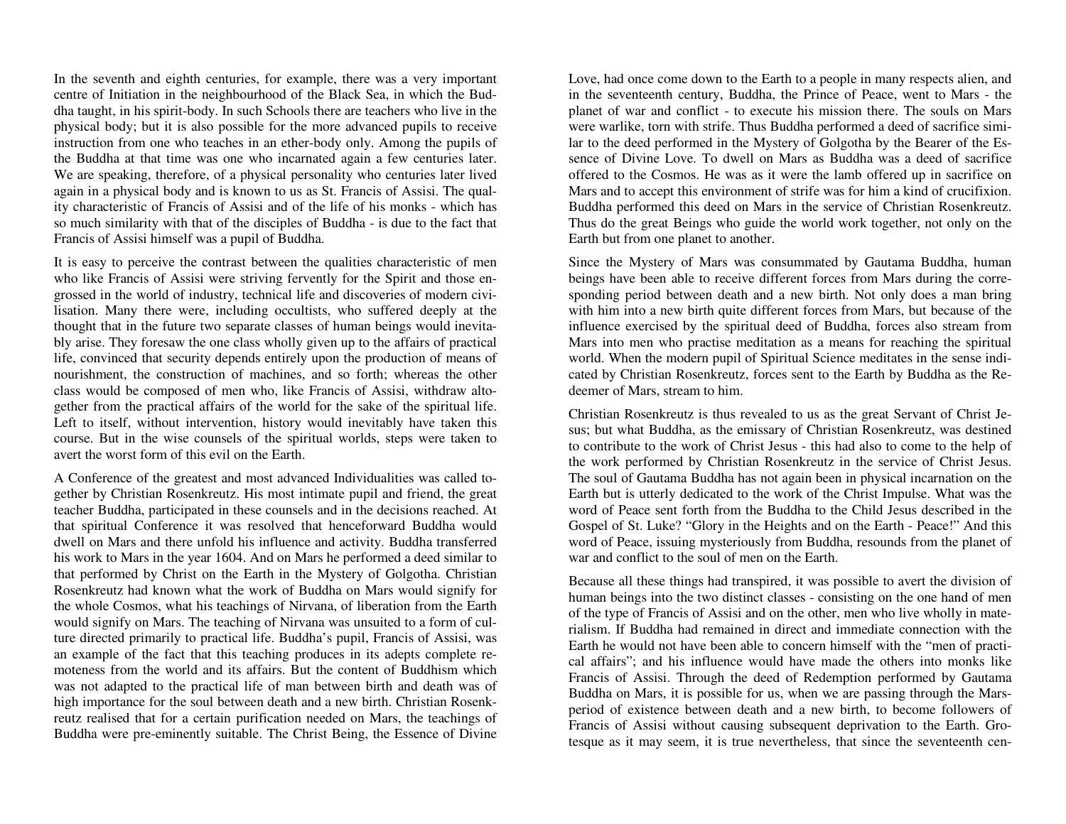In the seventh and eighth centuries, for example, there was a very important centre of Initiation in the neighbourhood of the Black Sea, in which the Buddha taught, in his spirit-body. In such Schools there are teachers who live in the physical body; but it is also possible for the more advanced pupils to receive instruction from one who teaches in an ether-body only. Among the pupils of the Buddha at that time was one who incarnated again a few centuries later. We are speaking, therefore, of a physical personality who centuries later lived again in a physical body and is known to us as St. Francis of Assisi. The quality characteristic of Francis of Assisi and of the life of his monks - which has so much similarity with that of the disciples of Buddha - is due to the fact that Francis of Assisi himself was a pupil of Buddha.

It is easy to perceive the contrast between the qualities characteristic of men who like Francis of Assisi were striving fervently for the Spirit and those engrossed in the world of industry, technical life and discoveries of modern civilisation. Many there were, including occultists, who suffered deeply at the thought that in the future two separate classes of human beings would inevitably arise. They foresaw the one class wholly given up to the affairs of practical life, convinced that security depends entirely upon the production of means of nourishment, the construction of machines, and so forth; whereas the other class would be composed of men who, like Francis of Assisi, withdraw altogether from the practical affairs of the world for the sake of the spiritual life. Left to itself, without intervention, history would inevitably have taken this course. But in the wise counsels of the spiritual worlds, steps were taken to avert the worst form of this evil on the Earth.

A Conference of the greatest and most advanced Individualities was called together by Christian Rosenkreutz. His most intimate pupil and friend, the great teacher Buddha, participated in these counsels and in the decisions reached. At that spiritual Conference it was resolved that henceforward Buddha would dwell on Mars and there unfold his influence and activity. Buddha transferred his work to Mars in the year 1604. And on Mars he performed a deed similar to that performed by Christ on the Earth in the Mystery of Golgotha. Christian Rosenkreutz had known what the work of Buddha on Mars would signify for the whole Cosmos, what his teachings of Nirvana, of liberation from the Earth would signify on Mars. The teaching of Nirvana was unsuited to a form of culture directed primarily to practical life. Buddha's pupil, Francis of Assisi, was an example of the fact that this teaching produces in its adepts complete remoteness from the world and its affairs. But the content of Buddhism which was not adapted to the practical life of man between birth and death was of high importance for the soul between death and a new birth. Christian Rosenkreutz realised that for a certain purification needed on Mars, the teachings of Buddha were pre-eminently suitable. The Christ Being, the Essence of Divine Love, had once come down to the Earth to a people in many respects alien, and in the seventeenth century, Buddha, the Prince of Peace, went to Mars - the planet of war and conflict - to execute his mission there. The souls on Mars were warlike, torn with strife. Thus Buddha performed a deed of sacrifice similar to the deed performed in the Mystery of Golgotha by the Bearer of the Essence of Divine Love. To dwell on Mars as Buddha was a deed of sacrifice offered to the Cosmos. He was as it were the lamb offered up in sacrifice on Mars and to accept this environment of strife was for him a kind of crucifixion. Buddha performed this deed on Mars in the service of Christian Rosenkreutz. Thus do the great Beings who guide the world work together, not only on the Earth but from one planet to another.

Since the Mystery of Mars was consummated by Gautama Buddha, human beings have been able to receive different forces from Mars during the corresponding period between death and a new birth. Not only does a man bring with him into a new birth quite different forces from Mars, but because of the influence exercised by the spiritual deed of Buddha, forces also stream from Mars into men who practise meditation as a means for reaching the spiritual world. When the modern pupil of Spiritual Science meditates in the sense indicated by Christian Rosenkreutz, forces sent to the Earth by Buddha as the Redeemer of Mars, stream to him.

Christian Rosenkreutz is thus revealed to us as the great Servant of Christ Jesus; but what Buddha, as the emissary of Christian Rosenkreutz, was destined to contribute to the work of Christ Jesus - this had also to come to the help of the work performed by Christian Rosenkreutz in the service of Christ Jesus. The soul of Gautama Buddha has not again been in physical incarnation on the Earth but is utterly dedicated to the work of the Christ Impulse. What was the word of Peace sent forth from the Buddha to the Child Jesus described in the Gospel of St. Luke? "Glory in the Heights and on the Earth - Peace!" And this word of Peace, issuing mysteriously from Buddha, resounds from the planet of war and conflict to the soul of men on the Earth.

Because all these things had transpired, it was possible to avert the division of human beings into the two distinct classes - consisting on the one hand of men of the type of Francis of Assisi and on the other, men who live wholly in materialism. If Buddha had remained in direct and immediate connection with the Earth he would not have been able to concern himself with the "men of practical affairs"; and his influence would have made the others into monks like Francis of Assisi. Through the deed of Redemption performed by Gautama Buddha on Mars, it is possible for us, when we are passing through the Mars-period of existence between death and a new birth, to become followers of Francis of Assisi without causing subsequent deprivation to the Earth. Grotesque as it may seem, it is true nevertheless, that since the seventeenth cen-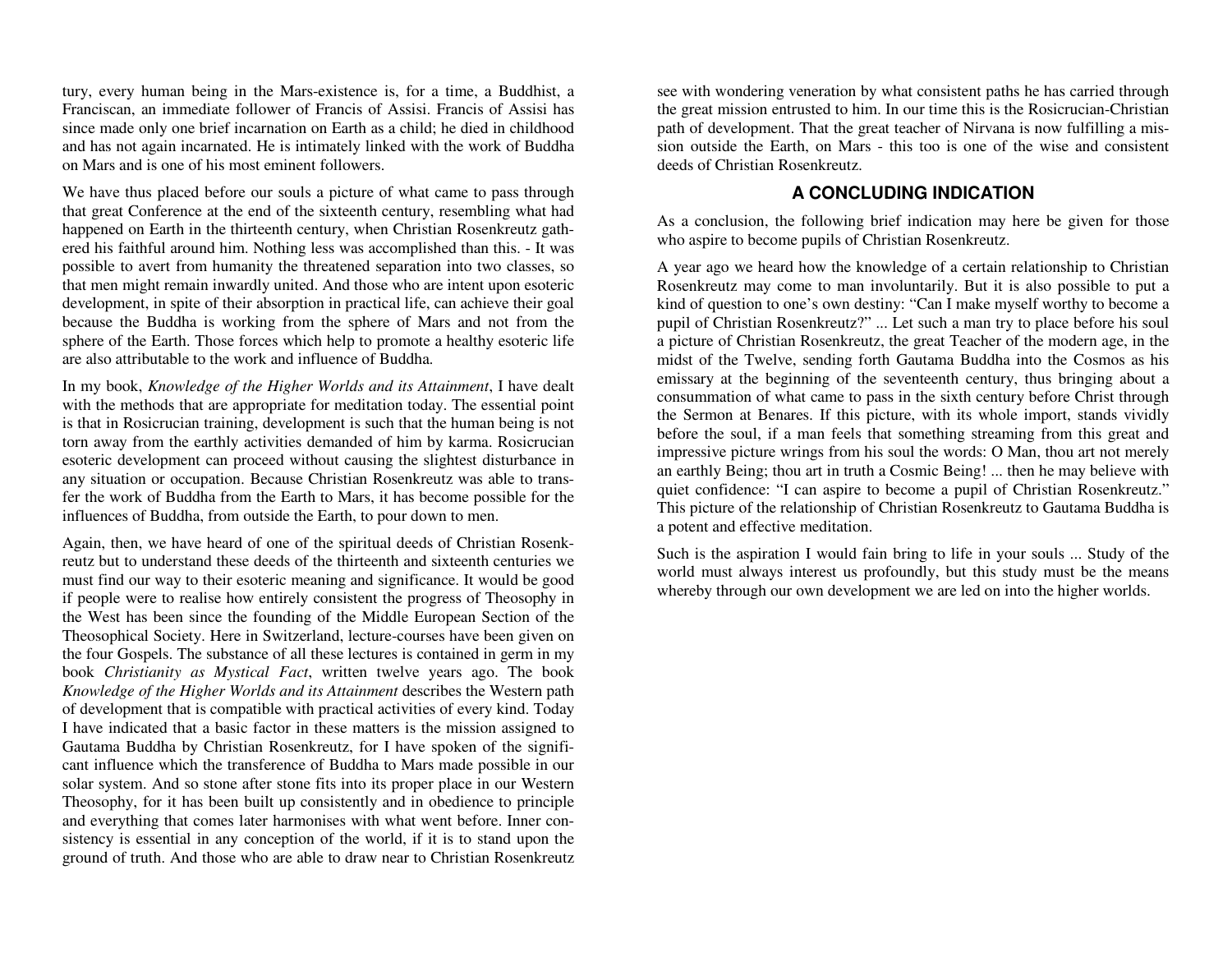tury, every human being in the Mars-existence is, for a time, a Buddhist, a Franciscan, an immediate follower of Francis of Assisi. Francis of Assisi has since made only one brief incarnation on Earth as a child; he died in childhood and has not again incarnated. He is intimately linked with the work of Buddha on Mars and is one of his most eminent followers.

We have thus placed before our souls a picture of what came to pass through that great Conference at the end of the sixteenth century, resembling what had happened on Earth in the thirteenth century, when Christian Rosenkreutz gathered his faithful around him. Nothing less was accomplished than this. - It was possible to avert from humanity the threatened separation into two classes, so that men might remain inwardly united. And those who are intent upon esoteric development, in spite of their absorption in practical life, can achieve their goal because the Buddha is working from the sphere of Mars and not from the sphere of the Earth. Those forces which help to promote a healthy esoteric life are also attributable to the work and influence of Buddha.

In my book, *Knowledge of the Higher Worlds and its Attainment*, I have dealt with the methods that are appropriate for meditation today. The essential point is that in Rosicrucian training, development is such that the human being is not torn away from the earthly activities demanded of him by karma. Rosicrucian esoteric development can proceed without causing the slightest disturbance in any situation or occupation. Because Christian Rosenkreutz was able to transfer the work of Buddha from the Earth to Mars, it has become possible for the influences of Buddha, from outside the Earth, to pour down to men.

Again, then, we have heard of one of the spiritual deeds of Christian Rosenkreutz but to understand these deeds of the thirteenth and sixteenth centuries we must find our way to their esoteric meaning and significance. It would be good if people were to realise how entirely consistent the progress of Theosophy in the West has been since the founding of the Middle European Section of the Theosophical Society. Here in Switzerland, lecture-courses have been given on the four Gospels. The substance of all these lectures is contained in germ in my book *Christianity as Mystical Fact*, written twelve years ago. The book *Knowledge of the Higher Worlds and its Attainment* describes the Western path of development that is compatible with practical activities of every kind. Today I have indicated that a basic factor in these matters is the mission assigned to Gautama Buddha by Christian Rosenkreutz, for I have spoken of the significant influence which the transference of Buddha to Mars made possible in our solar system. And so stone after stone fits into its proper place in our Western Theosophy, for it has been built up consistently and in obedience to principle and everything that comes later harmonises with what went before. Inner consistency is essential in any conception of the world, if it is to stand upon the ground of truth. And those who are able to draw near to Christian Rosenkreutz see with wondering veneration by what consistent paths he has carried through the great mission entrusted to him. In our time this is the Rosicrucian-Christian path of development. That the great teacher of Nirvana is now fulfilling a mission outside the Earth, on Mars - this too is one of the wise and consistent deeds of Christian Rosenkreutz.

## A CONCLUDING INDICATION

As a conclusion, the following brief indication may here be given for those who aspire to become pupils of Christian Rosenkreutz.

A year ago we heard how the knowledge of a certain relationship to Christian Rosenkreutz may come to man involuntarily. But it is also possible to put a kind of question to one's own destiny: "Can I make myself worthy to become a pupil of Christian Rosenkreutz?" ... Let such a man try to place before his soul a picture of Christian Rosenkreutz, the great Teacher of the modern age, in the midst of the Twelve, sending forth Gautama Buddha into the Cosmos as his emissary at the beginning of the seventeenth century, thus bringing about a consummation of what came to pass in the sixth century before Christ through the Sermon at Benares. If this picture, with its whole import, stands vividly before the soul, if a man feels that something streaming from this great and impressive picture wrings from his soul the words: O Man, thou art not merely an earthly Being; thou art in truth a Cosmic Being! ... then he may believe with quiet confidence: "I can aspire to become a pupil of Christian Rosenkreutz." This picture of the relationship of Christian Rosenkreutz to Gautama Buddha is a potent and effective meditation.

Such is the aspiration I would fain bring to life in your souls ... Study of the world must always interest us profoundly, but this study must be the means whereby through our own development we are led on into the higher worlds.